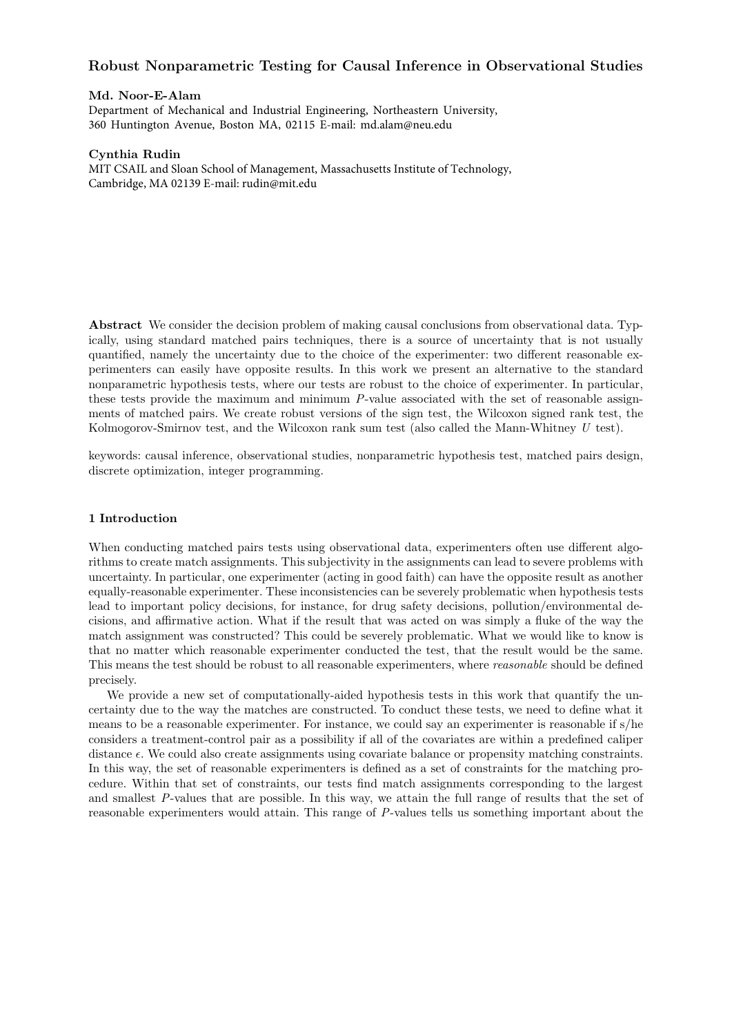# Robust Nonparametric Testing for Causal Inference in Observational Studies

**Md. Noor-E-Alam**

Department of Mechanical and Industrial Engineering, Northeastern University, 360 Huntington Avenue, Boston MA, 02115 E-mail: md.alam@neu.edu

**Cynthia Rudin**

MIT CSAIL and Sloan School of Management, Massachusetts Institute of Technology, Cambridge, MA 02139 E-mail: rudin@mit.edu

**Abstract** We consider the decision problem of making causal conclusions from observational data. Typically, using standard matched pairs techniques, there is a source of uncertainty that is not usually quantified, namely the uncertainty due to the choice of the experimenter: two different reasonable experimenters can easily have opposite results. In this work we present an alternative to the standard nonparametric hypothesis tests, where our tests are robust to the choice of experimenter. In particular, these tests provide the maximum and minimum $P$-value associated with the set of reasonable assignments of matched pairs. We create robust versions of the sign test, the Wilcoxon signed rank test, the Kolmogorov-Smirnov test, and the Wilcoxon rank sum test (also called the Mann-Whitney $U$ test).

keywords: causal inference, observational studies, nonparametric hypothesis test, matched pairs design, discrete optimization, integer programming.

## 1 Introduction

When conducting matched pairs tests using observational data, experimenters often use different algorithms to create match assignments. This subjectivity in the assignments can lead to severe problems with uncertainty. In particular, one experimenter (acting in good faith) can have the opposite result as another equally-reasonable experimenter. These inconsistencies can be severely problematic when hypothesis tests lead to important policy decisions, for instance, for drug safety decisions, pollution/environmental decisions, and affirmative action. What if the result that was acted on was simply a fluke of the way the match assignment was constructed? This could be severely problematic. What we would like to know is that no matter which reasonable experimenter conducted the test, that the result would be the same. This means the test should be robust to all reasonable experimenters, where *reasonable* should be defined precisely.

We provide a new set of computationally-aided hypothesis tests in this work that quantify the uncertainty due to the way the matches are constructed. To conduct these tests, we need to define what it means to be a reasonable experimenter. For instance, we could say an experimenter is reasonable if s/he considers a treatment-control pair as a possibility if all of the covariates are within a predefined caliper distance $\epsilon$. We could also create assignments using covariate balance or propensity matching constraints. In this way, the set of reasonable experimenters is defined as a set of constraints for the matching procedure. Within that set of constraints, our tests find match assignments corresponding to the largest and smallest $P$-values that are possible. In this way, we attain the full range of results that the set of reasonable experimenters would attain. This range of $P$-values tells us something important about the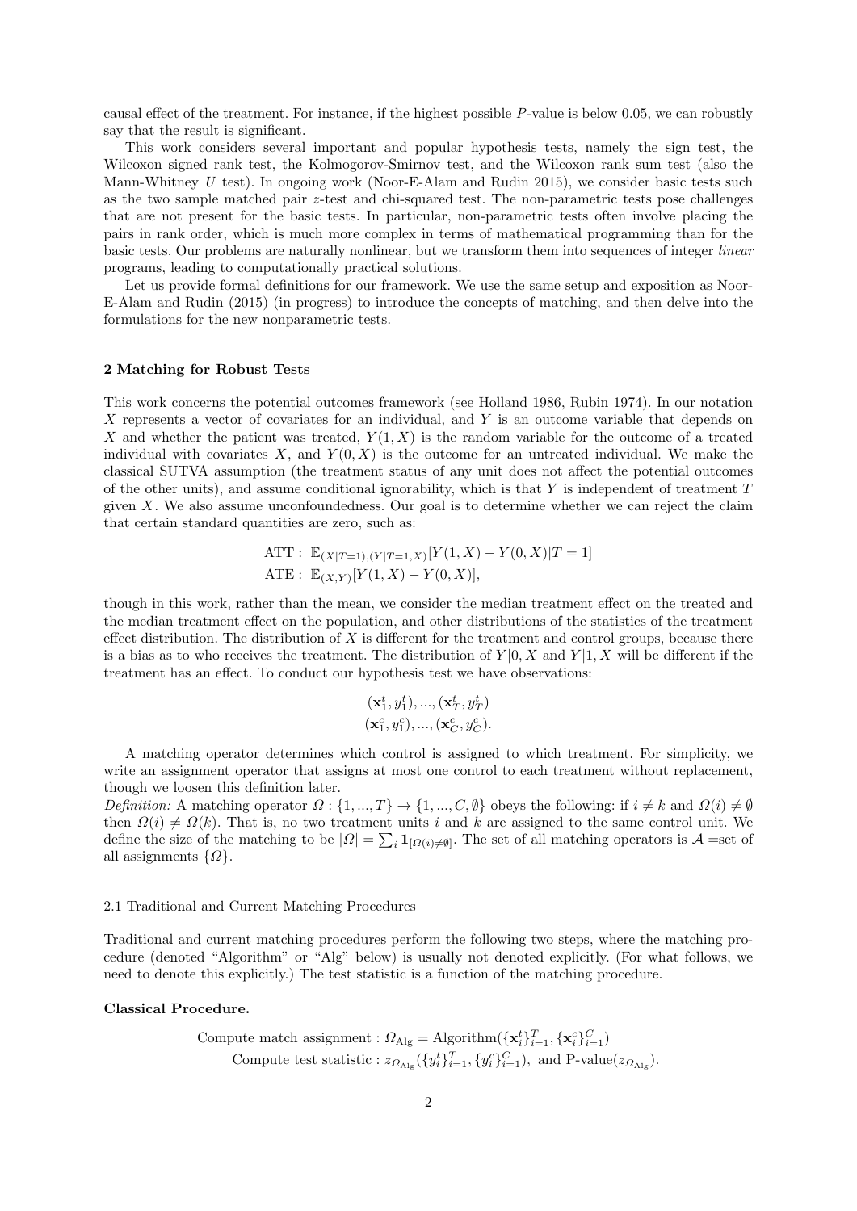causal effect of the treatment. For instance, if the highest possible $P$-value is below 0.05, we can robustly say that the result is significant.

This work considers several important and popular hypothesis tests, namely the sign test, the Wilcoxon signed rank test, the Kolmogorov-Smirnov test, and the Wilcoxon rank sum test (also the Mann-Whitney $U$ test). In ongoing work (Noor-E-Alam and Rudin 2015), we consider basic tests such as the two sample matched pair $z$-test and chi-squared test. The non-parametric tests pose challenges that are not present for the basic tests. In particular, non-parametric tests often involve placing the pairs in rank order, which is much more complex in terms of mathematical programming than for the basic tests. Our problems are naturally nonlinear, but we transform them into sequences of integer *linear* programs, leading to computationally practical solutions.

Let us provide formal definitions for our framework. We use the same setup and exposition as Noor-E-Alam and Rudin (2015) (in progress) to introduce the concepts of matching, and then delve into the formulations for the new nonparametric tests.

## 2 Matching for Robust Tests

This work concerns the potential outcomes framework (see Holland 1986, Rubin 1974). In our notation $X$ represents a vector of covariates for an individual, and $Y$ is an outcome variable that depends on $X$ and whether the patient was treated, $Y(1, X)$ is the random variable for the outcome of a treated individual with covariates $X$, and $Y(0, X)$ is the outcome for an untreated individual. We make the classical SUTVA assumption (the treatment status of any unit does not affect the potential outcomes of the other units), and assume conditional ignorability, which is that $Y$ is independent of treatment $T$ given $X$. We also assume unconfoundedness. Our goal is to determine whether we can reject the claim that certain standard quantities are zero, such as:

$$\text{ATT}: \ \mathbb{E}_{(X|T=1),(Y|T=1,X)}[Y(1,X) - Y(0,X)|T=1]$$
$$\text{ATE}: \ \mathbb{E}_{(X,Y)}[Y(1,X) - Y(0,X)],$$

though in this work, rather than the mean, we consider the median treatment effect on the treated and the median treatment effect on the population, and other distributions of the statistics of the treatment effect distribution. The distribution of $X$ is different for the treatment and control groups, because there is a bias as to who receives the treatment. The distribution of $Y|0, X$ and $Y|1, X$ will be different if the treatment has an effect. To conduct our hypothesis test we have observations:

$$(\mathbf{x}_1^t, y_1^t), ..., (\mathbf{x}_T^t, y_T^t)$$
$$(\mathbf{x}_1^c, y_1^c), ..., (\mathbf{x}_C^c, y_C^c).$$

A matching operator determines which control is assigned to which treatment. For simplicity, we write an assignment operator that assigns at most one control to each treatment without replacement, though we loosen this definition later.

*Definition:* A matching operator $\Omega : \{1, ..., T\} \to \{1, ..., C, \emptyset\}$ obeys the following: if $i \neq k$ and $\Omega(i) \neq \emptyset$ then $\Omega(i) \neq \Omega(k)$. That is, no two treatment units $i$ and $k$ are assigned to the same control unit. We define the size of the matching to be $|\Omega| = \sum_i \mathbf{1}_{[\Omega(i) \neq \emptyset]}$. The set of all matching operators is $\mathcal{A}$ =set of all assignments $\{\Omega\}$.

### 2.1 Traditional and Current Matching Procedures

Traditional and current matching procedures perform the following two steps, where the matching procedure (denoted "Algorithm" or "Alg" below) is usually not denoted explicitly. (For what follows, we need to denote this explicitly.) The test statistic is a function of the matching procedure.

**Classical Procedure.**

$$\text{Compute match assignment}: \Omega_{\text{Alg}} = \text{Algorithm}(\{\mathbf{x}_i^t\}_{i=1}^T, \{\mathbf{x}_i^c\}_{i=1}^C)$$
$$\text{Compute test statistic}: z_{\Omega_{\text{Alg}}}(\{y_i^t\}_{i=1}^T, \{y_i^c\}_{i=1}^C), \text{ and P-value}(z_{\Omega_{\text{Alg}}}).$$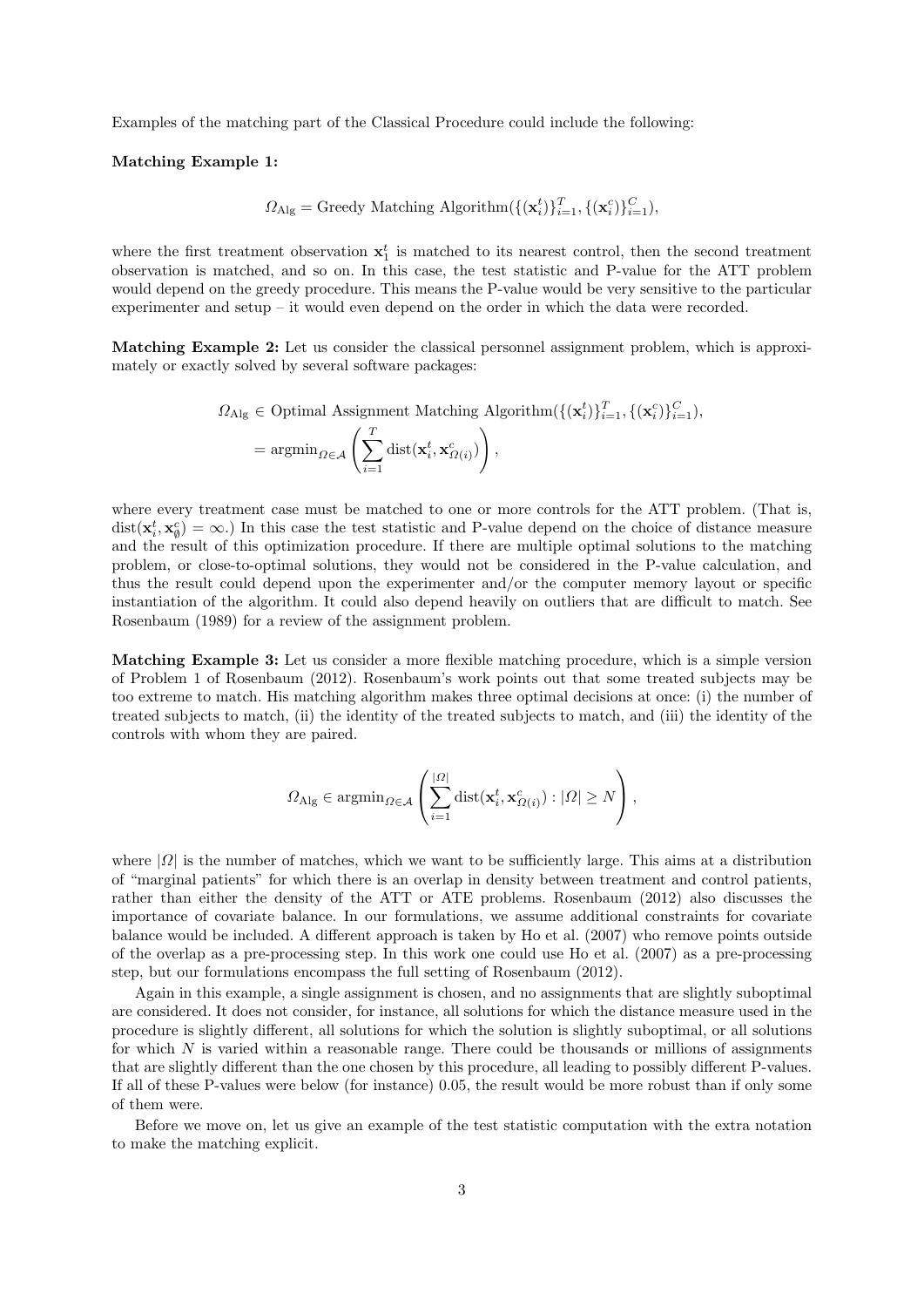Examples of the matching part of the Classical Procedure could include the following:

**Matching Example 1:**

$$\Omega_{\text{Alg}} = \text{Greedy Matching Algorithm}(\{(\mathbf{x}_i^t)\}_{i=1}^T, \{(\mathbf{x}_i^c)\}_{i=1}^C),$$

where the first treatment observation $\mathbf{x}_1^t$ is matched to its nearest control, then the second treatment observation is matched, and so on. In this case, the test statistic and P-value for the ATT problem would depend on the greedy procedure. This means the P-value would be very sensitive to the particular experimenter and setup – it would even depend on the order in which the data were recorded.

**Matching Example 2:** Let us consider the classical personnel assignment problem, which is approximately or exactly solved by several software packages:

$$\begin{aligned}\Omega_{\text{Alg}} &\in \text{Optimal Assignment Matching Algorithm}(\{(\mathbf{x}_i^t)\}_{i=1}^T, \{(\mathbf{x}_i^c)\}_{i=1}^C), \\ &= \text{argmin}_{\Omega \in \mathcal{A}} \left( \sum_{i=1}^{T} \text{dist}(\mathbf{x}_i^t, \mathbf{x}_{\Omega(i)}^c) \right),\end{aligned}$$

where every treatment case must be matched to one or more controls for the ATT problem. (That is, $\text{dist}(\mathbf{x}_i^t, \mathbf{x}_\emptyset^c) = \infty$.) In this case the test statistic and P-value depend on the choice of distance measure and the result of this optimization procedure. If there are multiple optimal solutions to the matching problem, or close-to-optimal solutions, they would not be considered in the P-value calculation, and thus the result could depend upon the experimenter and/or the computer memory layout or specific instantiation of the algorithm. It could also depend heavily on outliers that are difficult to match. See Rosenbaum (1989) for a review of the assignment problem.

**Matching Example 3:** Let us consider a more flexible matching procedure, which is a simple version of Problem 1 of Rosenbaum (2012). Rosenbaum's work points out that some treated subjects may be too extreme to match. His matching algorithm makes three optimal decisions at once: (i) the number of treated subjects to match, (ii) the identity of the treated subjects to match, and (iii) the identity of the controls with whom they are paired.

$$\Omega_{\text{Alg}} \in \text{argmin}_{\Omega \in \mathcal{A}} \left( \sum_{i=1}^{|\Omega|} \text{dist}(\mathbf{x}_i^t, \mathbf{x}_{\Omega(i)}^c) : |\Omega| \geq N \right),$$

where $|\Omega|$ is the number of matches, which we want to be sufficiently large. This aims at a distribution of "marginal patients" for which there is an overlap in density between treatment and control patients, rather than either the density of the ATT or ATE problems. Rosenbaum (2012) also discusses the importance of covariate balance. In our formulations, we assume additional constraints for covariate balance would be included. A different approach is taken by Ho et al. (2007) who remove points outside of the overlap as a pre-processing step. In this work one could use Ho et al. (2007) as a pre-processing step, but our formulations encompass the full setting of Rosenbaum (2012).

Again in this example, a single assignment is chosen, and no assignments that are slightly suboptimal are considered. It does not consider, for instance, all solutions for which the distance measure used in the procedure is slightly different, all solutions for which the solution is slightly suboptimal, or all solutions for which $N$ is varied within a reasonable range. There could be thousands or millions of assignments that are slightly different than the one chosen by this procedure, all leading to possibly different P-values. If all of these P-values were below (for instance) 0.05, the result would be more robust than if only some of them were.

Before we move on, let us give an example of the test statistic computation with the extra notation to make the matching explicit.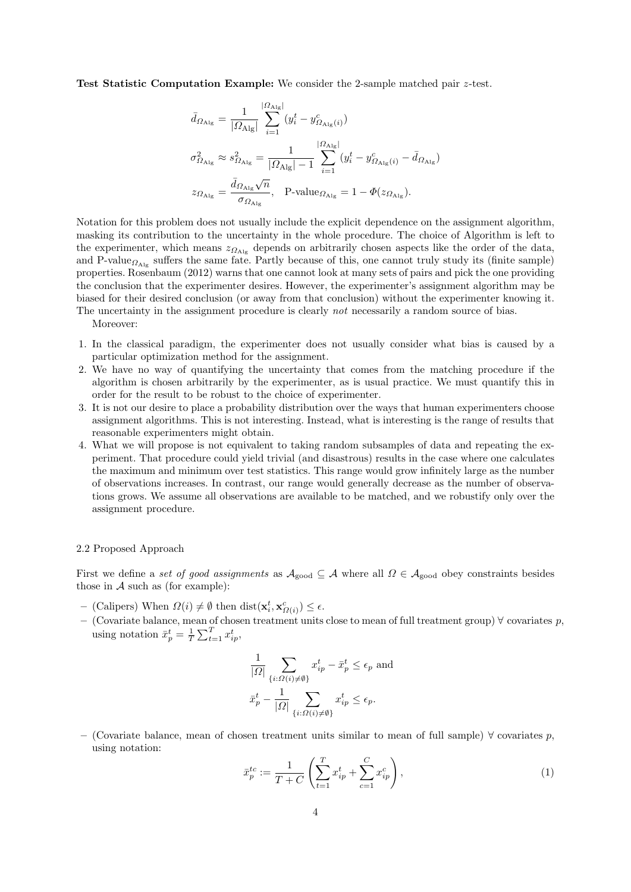**Test Statistic Computation Example:** We consider the 2-sample matched pair $z$-test.

$$
\begin{aligned}
\bar{d}_{\Omega_{\text{Alg}}} &= \frac{1}{|\Omega_{\text{Alg}}|} \sum_{i=1}^{|\Omega_{\text{Alg}}|} (y_i^t - y^c_{\Omega_{\text{Alg}}(i)}) \\
\sigma^2_{\Omega_{\text{Alg}}} \approx s^2_{\Omega_{\text{Alg}}} &= \frac{1}{|\Omega_{\text{Alg}}| - 1} \sum_{i=1}^{|\Omega_{\text{Alg}}|} (y_i^t - y^c_{\Omega_{\text{Alg}}(i)} - \bar{d}_{\Omega_{\text{Alg}}}) \\
z_{\Omega_{\text{Alg}}} &= \frac{\bar{d}_{\Omega_{\text{Alg}}}\sqrt{n}}{\sigma_{\Omega_{\text{Alg}}}}, \quad \text{P-value}_{\Omega_{\text{Alg}}} = 1 - \Phi(z_{\Omega_{\text{Alg}}}).
\end{aligned}
$$

Notation for this problem does not usually include the explicit dependence on the assignment algorithm, masking its contribution to the uncertainty in the whole procedure. The choice of Algorithm is left to the experimenter, which means $z_{\Omega_{\text{Alg}}}$ depends on arbitrarily chosen aspects like the order of the data, and P-value$_{\Omega_{\text{Alg}}}$ suffers the same fate. Partly because of this, one cannot truly study its (finite sample) properties. Rosenbaum (2012) warns that one cannot look at many sets of pairs and pick the one providing the conclusion that the experimenter desires. However, the experimenter's assignment algorithm may be biased for their desired conclusion (or away from that conclusion) without the experimenter knowing it. The uncertainty in the assignment procedure is clearly *not* necessarily a random source of bias.

Moreover:

1. In the classical paradigm, the experimenter does not usually consider what bias is caused by a particular optimization method for the assignment.
2. We have no way of quantifying the uncertainty that comes from the matching procedure if the algorithm is chosen arbitrarily by the experimenter, as is usual practice. We must quantify this in order for the result to be robust to the choice of experimenter.
3. It is not our desire to place a probability distribution over the ways that human experimenters choose assignment algorithms. This is not interesting. Instead, what is interesting is the range of results that reasonable experimenters might obtain.
4. What we will propose is not equivalent to taking random subsamples of data and repeating the experiment. That procedure could yield trivial (and disastrous) results in the case where one calculates the maximum and minimum over test statistics. This range would grow infinitely large as the number of observations increases. In contrast, our range would generally decrease as the number of observations grows. We assume all observations are available to be matched, and we robustify only over the assignment procedure.

### 2.2 Proposed Approach

First we define a *set of good assignments* as $\mathcal{A}_{\text{good}} \subseteq \mathcal{A}$ where all $\Omega \in \mathcal{A}_{\text{good}}$ obey constraints besides those in $\mathcal{A}$ such as (for example):

- (Calipers) When $\Omega(i) \neq \emptyset$ then $\text{dist}(\mathbf{x}_i^t, \mathbf{x}^c_{\Omega(i)}) \leq \epsilon$.
- (Covariate balance, mean of chosen treatment units close to mean of full treatment group) $\forall$ covariates $p$, using notation $\bar{x}_p^t = \frac{1}{T}\sum_{t=1}^{T} x_{ip}^t$,

$$
\begin{aligned}
&\frac{1}{|\Omega|} \sum_{\{i:\Omega(i)\neq\emptyset\}} x_{ip}^t - \bar{x}_p^t \leq \epsilon_p \text{ and} \\
&\bar{x}_p^t - \frac{1}{|\Omega|} \sum_{\{i:\Omega(i)\neq\emptyset\}} x_{ip}^t \leq \epsilon_p.
\end{aligned}
$$

- (Covariate balance, mean of chosen treatment units similar to mean of full sample) $\forall$ covariates $p$, using notation:

$$
\bar{x}_p^{tc} := \frac{1}{T+C}\left(\sum_{t=1}^{T} x_{ip}^t + \sum_{c=1}^{C} x_{ip}^c\right), \tag{1}
$$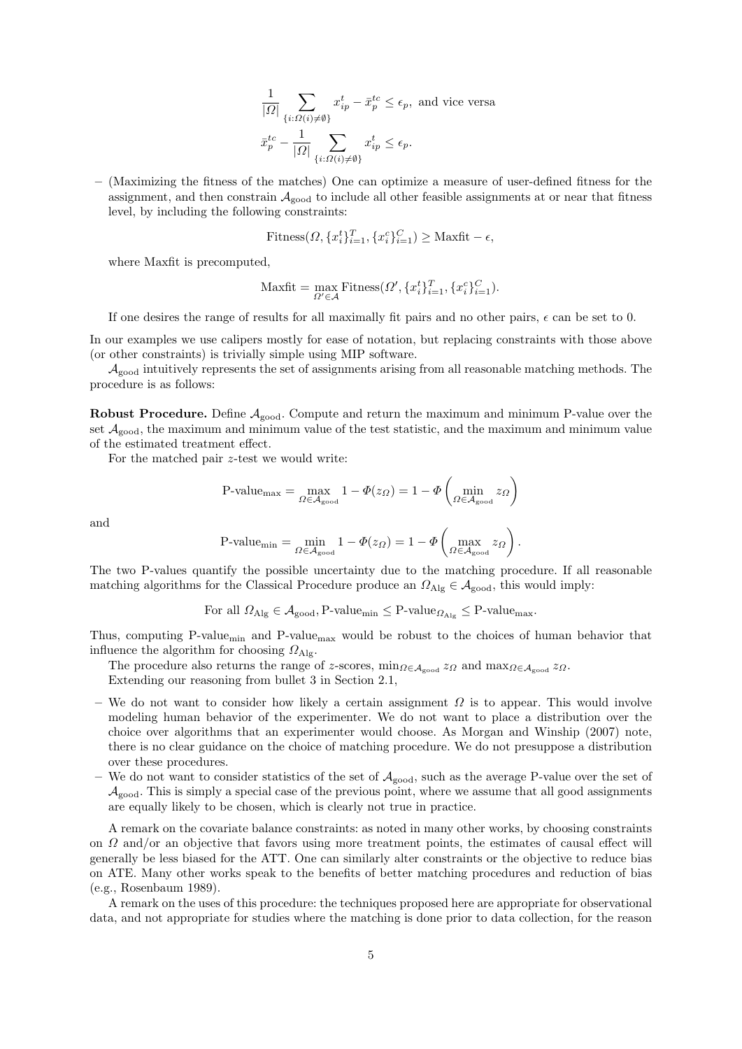$$\frac{1}{|\Omega|}\sum_{\{i:\Omega(i)\neq\emptyset\}} x_{ip}^t - \bar{x}_p^{tc} \leq \epsilon_p, \text{ and vice versa}$$

$$\bar{x}_p^{tc} - \frac{1}{|\Omega|}\sum_{\{i:\Omega(i)\neq\emptyset\}} x_{ip}^t \leq \epsilon_p.$$

– (Maximizing the fitness of the matches) One can optimize a measure of user-defined fitness for the assignment, and then constrain $\mathcal{A}_{\text{good}}$ to include all other feasible assignments at or near that fitness level, by including the following constraints:

$$\text{Fitness}(\Omega, \{x_i^t\}_{i=1}^T, \{x_i^c\}_{i=1}^C) \geq \text{Maxfit} - \epsilon,$$

where Maxfit is precomputed,

$$\text{Maxfit} = \max_{\Omega' \in \mathcal{A}} \text{Fitness}(\Omega', \{x_i^t\}_{i=1}^T, \{x_i^c\}_{i=1}^C).$$

If one desires the range of results for all maximally fit pairs and no other pairs, $\epsilon$ can be set to 0.

In our examples we use calipers mostly for ease of notation, but replacing constraints with those above (or other constraints) is trivially simple using MIP software.

$\mathcal{A}_{\text{good}}$ intuitively represents the set of assignments arising from all reasonable matching methods. The procedure is as follows:

**Robust Procedure.** Define $\mathcal{A}_{\text{good}}$. Compute and return the maximum and minimum P-value over the set $\mathcal{A}_{\text{good}}$, the maximum and minimum value of the test statistic, and the maximum and minimum value of the estimated treatment effect.

For the matched pair $z$-test we would write:

$$\text{P-value}_{\max} = \max_{\Omega \in \mathcal{A}_{\text{good}}} 1 - \Phi(z_\Omega) = 1 - \Phi\left(\min_{\Omega \in \mathcal{A}_{\text{good}}} z_\Omega\right)$$

and

$$\text{P-value}_{\min} = \min_{\Omega \in \mathcal{A}_{\text{good}}} 1 - \Phi(z_\Omega) = 1 - \Phi\left(\max_{\Omega \in \mathcal{A}_{\text{good}}} z_\Omega\right).$$

The two P-values quantify the possible uncertainty due to the matching procedure. If all reasonable matching algorithms for the Classical Procedure produce an $\Omega_{\text{Alg}} \in \mathcal{A}_{\text{good}}$, this would imply:

$$\text{For all } \Omega_{\text{Alg}} \in \mathcal{A}_{\text{good}}, \text{P-value}_{\min} \leq \text{P-value}_{\Omega_{\text{Alg}}} \leq \text{P-value}_{\max}.$$

Thus, computing $\text{P-value}_{\min}$ and $\text{P-value}_{\max}$ would be robust to the choices of human behavior that influence the algorithm for choosing $\Omega_{\text{Alg}}$.

The procedure also returns the range of $z$-scores, $\min_{\Omega \in \mathcal{A}_{\text{good}}} z_\Omega$ and $\max_{\Omega \in \mathcal{A}_{\text{good}}} z_\Omega$.

Extending our reasoning from bullet 3 in Section 2.1,

– We do not want to consider how likely a certain assignment $\Omega$ is to appear. This would involve modeling human behavior of the experimenter. We do not want to place a distribution over the choice over algorithms that an experimenter would choose. As Morgan and Winship (2007) note, there is no clear guidance on the choice of matching procedure. We do not presuppose a distribution over these procedures.
– We do not want to consider statistics of the set of $\mathcal{A}_{\text{good}}$, such as the average P-value over the set of $\mathcal{A}_{\text{good}}$. This is simply a special case of the previous point, where we assume that all good assignments are equally likely to be chosen, which is clearly not true in practice.

A remark on the covariate balance constraints: as noted in many other works, by choosing constraints on $\Omega$ and/or an objective that favors using more treatment points, the estimates of causal effect will generally be less biased for the ATT. One can similarly alter constraints or the objective to reduce bias on ATE. Many other works speak to the benefits of better matching procedures and reduction of bias (e.g., Rosenbaum 1989).

A remark on the uses of this procedure: the techniques proposed here are appropriate for observational data, and not appropriate for studies where the matching is done prior to data collection, for the reason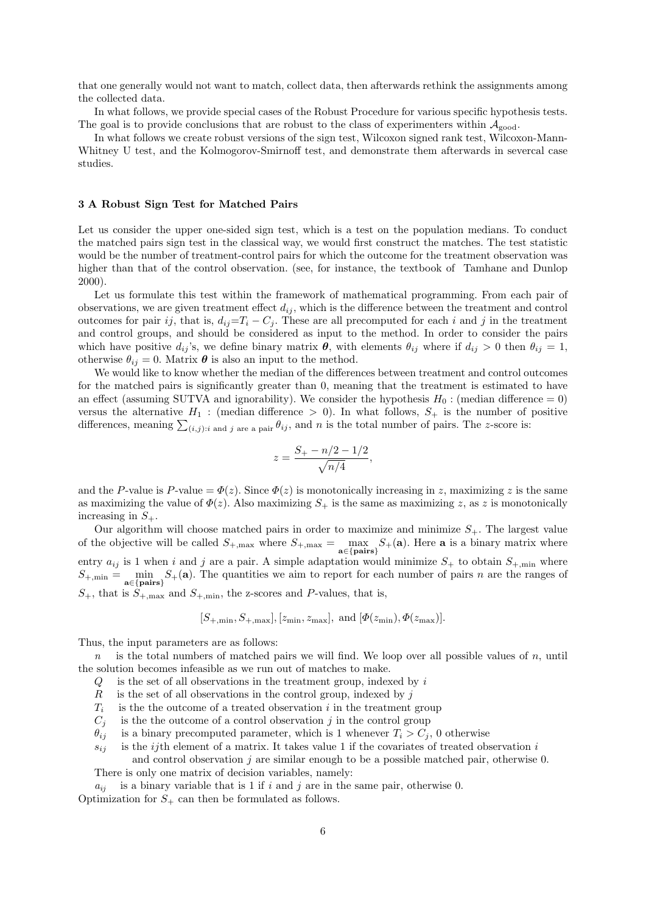that one generally would not want to match, collect data, then afterwards rethink the assignments among the collected data.

In what follows, we provide special cases of the Robust Procedure for various specific hypothesis tests. The goal is to provide conclusions that are robust to the class of experimenters within $\mathcal{A}_{\text{good}}$.

In what follows we create robust versions of the sign test, Wilcoxon signed rank test, Wilcoxon-Mann-Whitney U test, and the Kolmogorov-Smirnoff test, and demonstrate them afterwards in severcal case studies.

## 3 A Robust Sign Test for Matched Pairs

Let us consider the upper one-sided sign test, which is a test on the population medians. To conduct the matched pairs sign test in the classical way, we would first construct the matches. The test statistic would be the number of treatment-control pairs for which the outcome for the treatment observation was higher than that of the control observation. (see, for instance, the textbook of Tamhane and Dunlop 2000).

Let us formulate this test within the framework of mathematical programming. From each pair of observations, we are given treatment effect $d_{ij}$, which is the difference between the treatment and control outcomes for pair $ij$, that is, $d_{ij}$=$T_i - C_j$. These are all precomputed for each $i$ and $j$ in the treatment and control groups, and should be considered as input to the method. In order to consider the pairs which have positive $d_{ij}$'s, we define binary matrix $\boldsymbol{\theta}$, with elements $\theta_{ij}$ where if $d_{ij} > 0$ then $\theta_{ij} = 1$, otherwise $\theta_{ij} = 0$. Matrix $\boldsymbol{\theta}$ is also an input to the method.

We would like to know whether the median of the differences between treatment and control outcomes for the matched pairs is significantly greater than 0, meaning that the treatment is estimated to have an effect (assuming SUTVA and ignorability). We consider the hypothesis $H_0$ : (median difference = 0) versus the alternative $H_1$ : (median difference > 0). In what follows, $S_+$ is the number of positive differences, meaning $\sum_{(i,j):i \text{ and } j \text{ are a pair}} \theta_{ij}$, and $n$ is the total number of pairs. The $z$-score is:

$$z = \frac{S_+ - n/2 - 1/2}{\sqrt{n/4}},$$

and the $P$-value is $P$-value = $\Phi(z)$. Since $\Phi(z)$ is monotonically increasing in $z$, maximizing $z$ is the same as maximizing the value of $\Phi(z)$. Also maximizing $S_+$ is the same as maximizing $z$, as $z$ is monotonically increasing in $S_+$.

Our algorithm will choose matched pairs in order to maximize and minimize $S_+$. The largest value of the objective will be called $S_{+,\max}$ where $S_{+,\max} = \max_{\mathbf{a} \in \{\mathbf{pairs}\}} S_+(\mathbf{a})$. Here $\mathbf{a}$ is a binary matrix where entry $a_{ij}$ is 1 when $i$ and $j$ are a pair. A simple adaptation would minimize $S_+$ to obtain $S_{+,\min}$ where $S_{+,\min} = \min_{\mathbf{a} \in \{\mathbf{pairs}\}} S_+(\mathbf{a})$. The quantities we aim to report for each number of pairs $n$ are the ranges of $S_+$, that is $S_{+,\max}$ and $S_{+,\min}$, the z-scores and $P$-values, that is,

$$[S_{+,\min}, S_{+,\max}], [z_{\min}, z_{\max}], \text{ and } [\Phi(z_{\min}), \Phi(z_{\max})].$$

Thus, the input parameters are as follows:

$n$ is the total numbers of matched pairs we will find. We loop over all possible values of $n$, until the solution becomes infeasible as we run out of matches to make.

$Q$ is the set of all observations in the treatment group, indexed by $i$

$R$ is the set of all observations in the control group, indexed by $j$

$T_i$ is the the outcome of a treated observation $i$ in the treatment group

$C_j$ is the the outcome of a control observation $j$ in the control group

$\theta_{ij}$ is a binary precomputed parameter, which is 1 whenever $T_i > C_j$, 0 otherwise

$s_{ij}$ is the $ij$th element of a matrix. It takes value 1 if the covariates of treated observation $i$ and control observation $j$ are similar enough to be a possible matched pair, otherwise 0.

There is only one matrix of decision variables, namely:

$a_{ij}$ is a binary variable that is 1 if $i$ and $j$ are in the same pair, otherwise 0.

Optimization for $S_+$ can then be formulated as follows.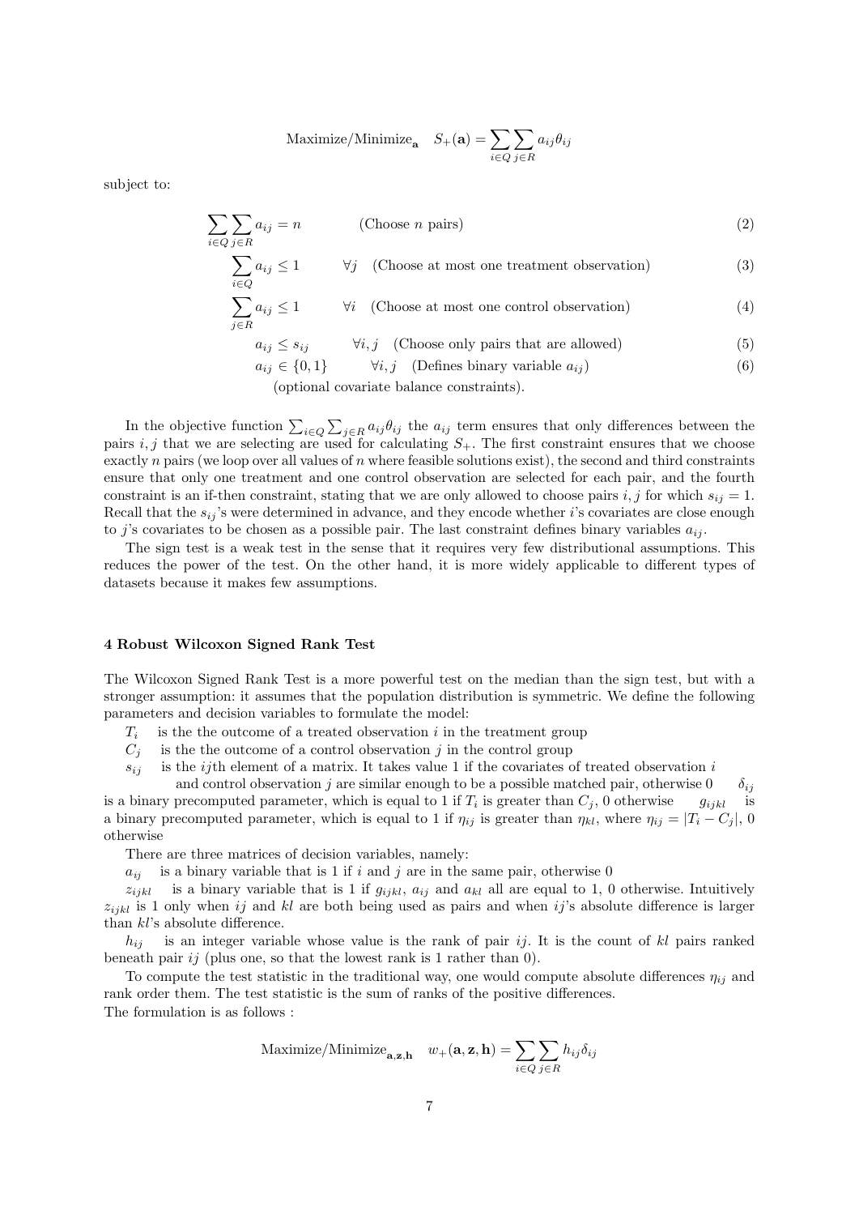$$\text{Maximize/Minimize}_{\mathbf{a}} \quad S_+(\mathbf{a}) = \sum_{i \in Q} \sum_{j \in R} a_{ij} \theta_{ij}$$

subject to:

$$\sum_{i \in Q} \sum_{j \in R} a_{ij} = n \qquad \text{(Choose } n \text{ pairs)} \tag{2}$$

$$\sum_{i \in Q} a_{ij} \le 1 \qquad \forall j \quad \text{(Choose at most one treatment observation)} \tag{3}$$

$$\sum_{j \in R} a_{ij} \le 1 \qquad \forall i \quad \text{(Choose at most one control observation)} \tag{4}$$

$$a_{ij} \le s_{ij} \qquad \forall i, j \quad \text{(Choose only pairs that are allowed)} \tag{5}$$

$$a_{ij} \in \{0, 1\} \qquad \forall i, j \quad \text{(Defines binary variable } a_{ij}\text{)} \tag{6}$$

(optional covariate balance constraints).

In the objective function $\sum_{i \in Q} \sum_{j \in R} a_{ij} \theta_{ij}$ the $a_{ij}$ term ensures that only differences between the pairs $i, j$ that we are selecting are used for calculating $S_+$. The first constraint ensures that we choose exactly $n$ pairs (we loop over all values of $n$ where feasible solutions exist), the second and third constraints ensure that only one treatment and one control observation are selected for each pair, and the fourth constraint is an if-then constraint, stating that we are only allowed to choose pairs $i, j$ for which $s_{ij} = 1$. Recall that the $s_{ij}$'s were determined in advance, and they encode whether $i$'s covariates are close enough to $j$'s covariates to be chosen as a possible pair. The last constraint defines binary variables $a_{ij}$.

The sign test is a weak test in the sense that it requires very few distributional assumptions. This reduces the power of the test. On the other hand, it is more widely applicable to different types of datasets because it makes few assumptions.

## 4 Robust Wilcoxon Signed Rank Test

The Wilcoxon Signed Rank Test is a more powerful test on the median than the sign test, but with a stronger assumption: it assumes that the population distribution is symmetric. We define the following parameters and decision variables to formulate the model:

$T_i$ is the the outcome of a treated observation $i$ in the treatment group

$C_j$ is the the outcome of a control observation $j$ in the control group

$s_{ij}$ is the $ij$th element of a matrix. It takes value 1 if the covariates of treated observation $i$ and control observation $j$ are similar enough to be a possible matched pair, otherwise 0

$\delta_{ij}$ is a binary precomputed parameter, which is equal to 1 if $T_i$ is greater than $C_j$, 0 otherwise

$g_{ijkl}$ is a binary precomputed parameter, which is equal to 1 if $\eta_{ij}$ is greater than $\eta_{kl}$, where $\eta_{ij} = |T_i - C_j|$, 0 otherwise

There are three matrices of decision variables, namely:

$a_{ij}$ is a binary variable that is 1 if $i$ and $j$ are in the same pair, otherwise 0

$z_{ijkl}$ is a binary variable that is 1 if $g_{ijkl}$, $a_{ij}$ and $a_{kl}$ all are equal to 1, 0 otherwise. Intuitively $z_{ijkl}$ is 1 only when $ij$ and $kl$ are both being used as pairs and when $ij$'s absolute difference is larger than $kl$'s absolute difference.

$h_{ij}$ is an integer variable whose value is the rank of pair $ij$. It is the count of $kl$ pairs ranked beneath pair $ij$ (plus one, so that the lowest rank is 1 rather than 0).

To compute the test statistic in the traditional way, one would compute absolute differences $\eta_{ij}$ and rank order them. The test statistic is the sum of ranks of the positive differences.

The formulation is as follows :

$$\text{Maximize/Minimize}_{\mathbf{a},\mathbf{z},\mathbf{h}} \quad w_+(\mathbf{a}, \mathbf{z}, \mathbf{h}) = \sum_{i \in Q} \sum_{j \in R} h_{ij} \delta_{ij}$$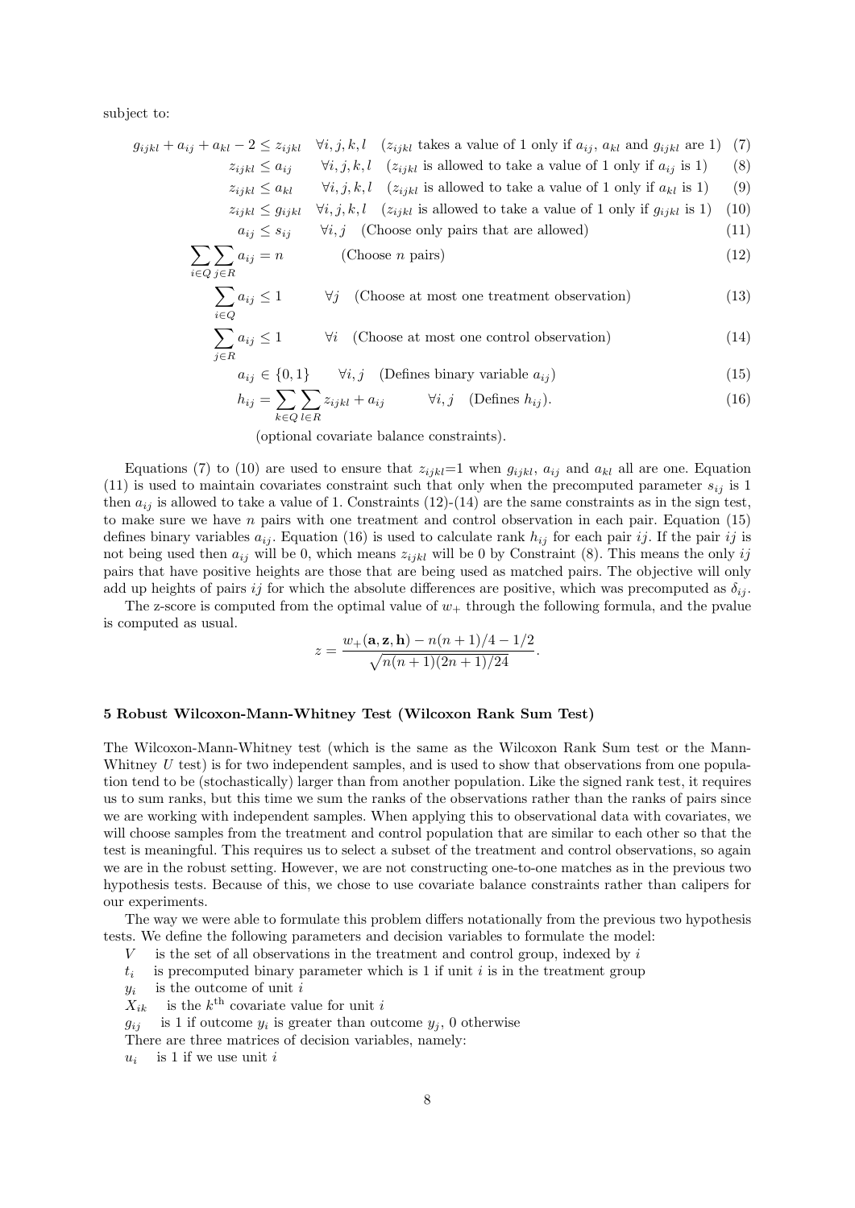subject to:

$$
\begin{aligned}
g_{ijkl} + a_{ij} + a_{kl} - 2 &\leq z_{ijkl} \quad \forall i,j,k,l \quad (z_{ijkl} \text{ takes a value of 1 only if } a_{ij},\, a_{kl} \text{ and } g_{ijkl} \text{ are 1}) && (7)\\
z_{ijkl} &\leq a_{ij} \quad \forall i,j,k,l \quad (z_{ijkl} \text{ is allowed to take a value of 1 only if } a_{ij} \text{ is 1}) && (8)\\
z_{ijkl} &\leq a_{kl} \quad \forall i,j,k,l \quad (z_{ijkl} \text{ is allowed to take a value of 1 only if } a_{kl} \text{ is 1}) && (9)\\
z_{ijkl} &\leq g_{ijkl} \quad \forall i,j,k,l \quad (z_{ijkl} \text{ is allowed to take a value of 1 only if } g_{ijkl} \text{ is 1}) && (10)\\
a_{ij} &\leq s_{ij} \quad \forall i,j \quad (\text{Choose only pairs that are allowed}) && (11)\\
\sum_{i \in Q} \sum_{j \in R} a_{ij} &= n \quad (\text{Choose } n \text{ pairs}) && (12)\\
\sum_{i \in Q} a_{ij} &\leq 1 \quad \forall j \quad (\text{Choose at most one treatment observation}) && (13)\\
\sum_{j \in R} a_{ij} &\leq 1 \quad \forall i \quad (\text{Choose at most one control observation}) && (14)\\
a_{ij} &\in \{0,1\} \quad \forall i,j \quad (\text{Defines binary variable } a_{ij}) && (15)\\
h_{ij} &= \sum_{k \in Q} \sum_{l \in R} z_{ijkl} + a_{ij} \quad \forall i,j \quad (\text{Defines } h_{ij}). && (16)
\end{aligned}
$$

(optional covariate balance constraints).

Equations (7) to (10) are used to ensure that $z_{ijkl}$=1 when $g_{ijkl}$, $a_{ij}$ and $a_{kl}$ all are one. Equation (11) is used to maintain covariates constraint such that only when the precomputed parameter $s_{ij}$ is 1 then $a_{ij}$ is allowed to take a value of 1. Constraints (12)-(14) are the same constraints as in the sign test, to make sure we have $n$ pairs with one treatment and control observation in each pair. Equation (15) defines binary variables $a_{ij}$. Equation (16) is used to calculate rank $h_{ij}$ for each pair $ij$. If the pair $ij$ is not being used then $a_{ij}$ will be 0, which means $z_{ijkl}$ will be 0 by Constraint (8). This means the only $ij$ pairs that have positive heights are those that are being used as matched pairs. The objective will only add up heights of pairs $ij$ for which the absolute differences are positive, which was precomputed as $\delta_{ij}$.

The z-score is computed from the optimal value of $w_+$ through the following formula, and the pvalue is computed as usual.

$$z = \frac{w_+(\mathbf{a}, \mathbf{z}, \mathbf{h}) - n(n+1)/4 - 1/2}{\sqrt{n(n+1)(2n+1)/24}}.$$

## 5 Robust Wilcoxon-Mann-Whitney Test (Wilcoxon Rank Sum Test)

The Wilcoxon-Mann-Whitney test (which is the same as the Wilcoxon Rank Sum test or the Mann-Whitney $U$ test) is for two independent samples, and is used to show that observations from one population tend to be (stochastically) larger than from another population. Like the signed rank test, it requires us to sum ranks, but this time we sum the ranks of the observations rather than the ranks of pairs since we are working with independent samples. When applying this to observational data with covariates, we will choose samples from the treatment and control population that are similar to each other so that the test is meaningful. This requires us to select a subset of the treatment and control observations, so again we are in the robust setting. However, we are not constructing one-to-one matches as in the previous two hypothesis tests. Because of this, we chose to use covariate balance constraints rather than calipers for our experiments.

The way we were able to formulate this problem differs notationally from the previous two hypothesis tests. We define the following parameters and decision variables to formulate the model:

$V$ is the set of all observations in the treatment and control group, indexed by $i$

$t_i$ is precomputed binary parameter which is 1 if unit $i$ is in the treatment group

$y_i$ is the outcome of unit $i$

$X_{ik}$ is the $k^{\text{th}}$ covariate value for unit $i$

$g_{ij}$ is 1 if outcome $y_i$ is greater than outcome $y_j$, 0 otherwise

There are three matrices of decision variables, namely:

$u_i$ is 1 if we use unit $i$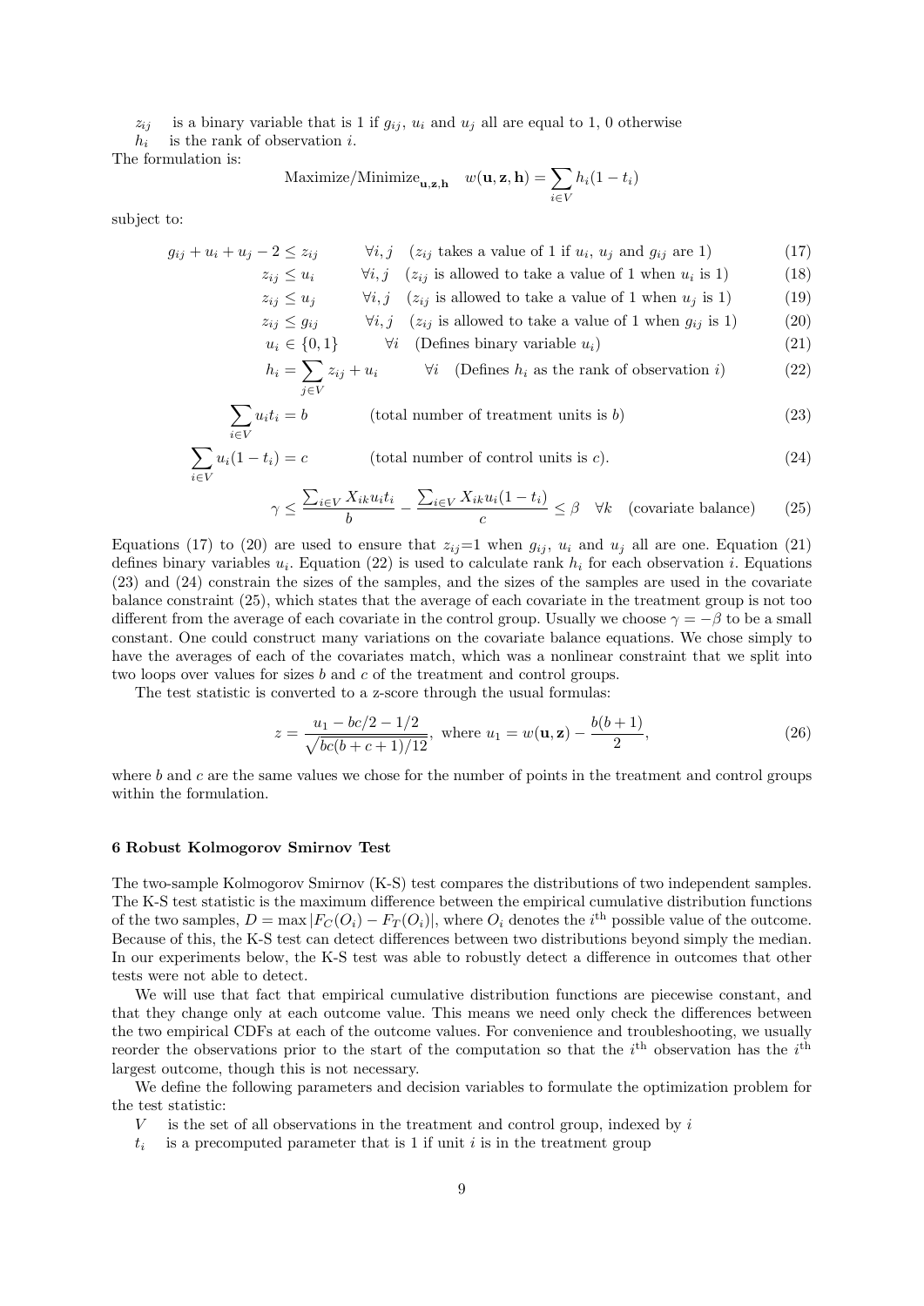$z_{ij}$ is a binary variable that is 1 if $g_{ij}$, $u_i$ and $u_j$ all are equal to 1, 0 otherwise

$h_i$ is the rank of observation $i$.

The formulation is:

$$\text{Maximize/Minimize}_{\mathbf{u},\mathbf{z},\mathbf{h}} \quad w(\mathbf{u}, \mathbf{z}, \mathbf{h}) = \sum_{i \in V} h_i(1 - t_i)$$

subject to:

$$g_{ij} + u_i + u_j - 2 \leq z_{ij} \qquad \forall i, j \quad (z_{ij} \text{ takes a value of 1 if } u_i,\ u_j \text{ and } g_{ij} \text{ are 1}) \tag{17}$$

$$z_{ij} \leq u_i \qquad \forall i, j \quad (z_{ij} \text{ is allowed to take a value of 1 when } u_i \text{ is 1}) \tag{18}$$

$$z_{ij} \leq u_j \qquad \forall i, j \quad (z_{ij} \text{ is allowed to take a value of 1 when } u_j \text{ is 1}) \tag{19}$$

$$z_{ij} \leq g_{ij} \qquad \forall i, j \quad (z_{ij} \text{ is allowed to take a value of 1 when } g_{ij} \text{ is 1}) \tag{20}$$

$$u_i \in \{0, 1\} \qquad \forall i \quad \text{(Defines binary variable } u_i\text{)} \tag{21}$$

$$h_i = \sum_{j \in V} z_{ij} + u_i \qquad \forall i \quad \text{(Defines } h_i \text{ as the rank of observation } i\text{)} \tag{22}$$

$$\sum_{i \in V} u_i t_i = b \qquad \text{(total number of treatment units is } b\text{)} \tag{23}$$

$$\sum_{i \in V} u_i(1 - t_i) = c \qquad \text{(total number of control units is } c\text{).} \tag{24}$$

$$\gamma \leq \frac{\sum_{i \in V} X_{ik} u_i t_i}{b} - \frac{\sum_{i \in V} X_{ik} u_i (1 - t_i)}{c} \leq \beta \quad \forall k \quad \text{(covariate balance)} \tag{25}$$

Equations (17) to (20) are used to ensure that $z_{ij}$=1 when $g_{ij}$, $u_i$ and $u_j$ all are one. Equation (21) defines binary variables $u_i$. Equation (22) is used to calculate rank $h_i$ for each observation $i$. Equations (23) and (24) constrain the sizes of the samples, and the sizes of the samples are used in the covariate balance constraint (25), which states that the average of each covariate in the treatment group is not too different from the average of each covariate in the control group. Usually we choose $\gamma = -\beta$ to be a small constant. One could construct many variations on the covariate balance equations. We chose simply to have the averages of each of the covariates match, which was a nonlinear constraint that we split into two loops over values for sizes $b$ and $c$ of the treatment and control groups.

The test statistic is converted to a z-score through the usual formulas:

$$z = \frac{u_1 - bc/2 - 1/2}{\sqrt{bc(b + c + 1)/12}}, \text{ where } u_1 = w(\mathbf{u}, \mathbf{z}) - \frac{b(b+1)}{2}, \tag{26}$$

where $b$ and $c$ are the same values we chose for the number of points in the treatment and control groups within the formulation.

## 6 Robust Kolmogorov Smirnov Test

The two-sample Kolmogorov Smirnov (K-S) test compares the distributions of two independent samples. The K-S test statistic is the maximum difference between the empirical cumulative distribution functions of the two samples, $D = \max |F_C(O_i) - F_T(O_i)|$, where $O_i$ denotes the $i^{\text{th}}$ possible value of the outcome. Because of this, the K-S test can detect differences between two distributions beyond simply the median. In our experiments below, the K-S test was able to robustly detect a difference in outcomes that other tests were not able to detect.

We will use that fact that empirical cumulative distribution functions are piecewise constant, and that they change only at each outcome value. This means we need only check the differences between the two empirical CDFs at each of the outcome values. For convenience and troubleshooting, we usually reorder the observations prior to the start of the computation so that the $i^{\text{th}}$ observation has the $i^{\text{th}}$ largest outcome, though this is not necessary.

We define the following parameters and decision variables to formulate the optimization problem for the test statistic:

$V$ is the set of all observations in the treatment and control group, indexed by $i$

$t_i$ is a precomputed parameter that is 1 if unit $i$ is in the treatment group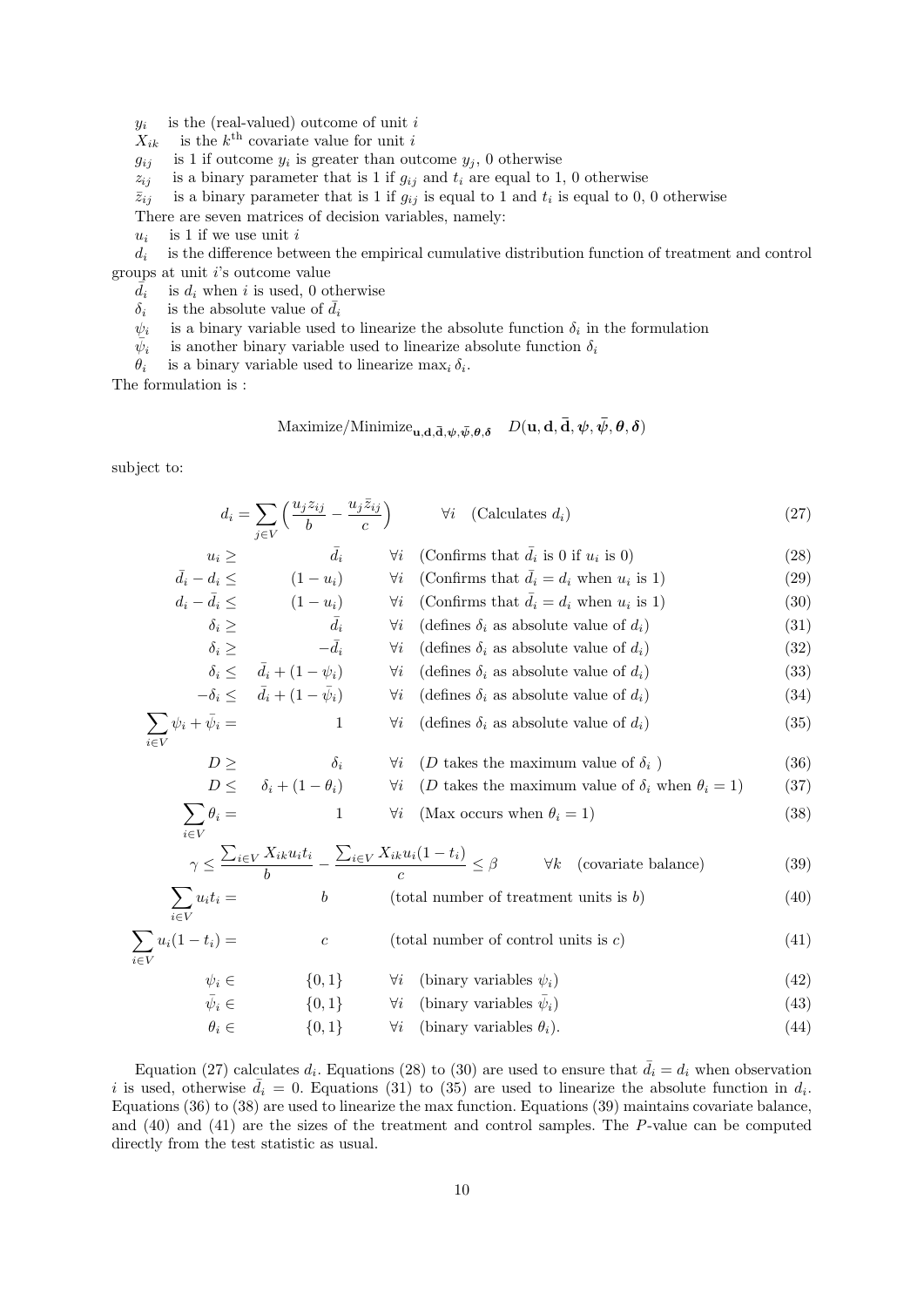$y_i$ is the (real-valued) outcome of unit $i$

$X_{ik}$ is the $k^{\text{th}}$ covariate value for unit $i$

$g_{ij}$ is 1 if outcome $y_i$ is greater than outcome $y_j$, 0 otherwise

$z_{ij}$ is a binary parameter that is 1 if $g_{ij}$ and $t_i$ are equal to 1, 0 otherwise

$\bar{z}_{ij}$ is a binary parameter that is 1 if $g_{ij}$ is equal to 1 and $t_i$ is equal to 0, 0 otherwise

There are seven matrices of decision variables, namely:

$u_i$ is 1 if we use unit $i$

$d_i$ is the difference between the empirical cumulative distribution function of treatment and control groups at unit $i$'s outcome value

$\bar{d}_i$ is $d_i$ when $i$ is used, 0 otherwise

$\delta_i$ is the absolute value of $\bar{d}_i$

$\psi_i$ is a binary variable used to linearize the absolute function $\delta_i$ in the formulation

$\bar{\psi}_i$ is another binary variable used to linearize absolute function $\delta_i$

$\theta_i$ is a binary variable used to linearize $\max_i \delta_i$.

The formulation is :

$$\text{Maximize/Minimize}_{\mathbf{u},\mathbf{d},\bar{\mathbf{d}},\boldsymbol{\psi},\bar{\boldsymbol{\psi}},\boldsymbol{\theta},\boldsymbol{\delta}} \quad D(\mathbf{u},\mathbf{d},\bar{\mathbf{d}},\boldsymbol{\psi},\bar{\boldsymbol{\psi}},\boldsymbol{\theta},\boldsymbol{\delta})$$

subject to:

$$d_i = \sum_{j \in V} \left( \frac{u_j z_{ij}}{b} - \frac{u_j \bar{z}_{ij}}{c} \right) \qquad \forall i \quad \text{(Calculates } d_i\text{)} \tag{27}$$

$$u_i \geq \bar{d}_i \qquad \forall i \quad \text{(Confirms that } \bar{d}_i \text{ is 0 if } u_i \text{ is 0)} \tag{28}$$

$$\bar{d}_i - d_i \leq (1 - u_i) \qquad \forall i \quad \text{(Confirms that } \bar{d}_i = d_i \text{ when } u_i \text{ is 1)} \tag{29}$$

$$d_i - \bar{d}_i \leq (1 - u_i) \qquad \forall i \quad \text{(Confirms that } \bar{d}_i = d_i \text{ when } u_i \text{ is 1)} \tag{30}$$

$$\delta_i \geq \bar{d}_i \qquad \forall i \quad \text{(defines } \delta_i \text{ as absolute value of } d_i\text{)} \tag{31}$$

$$\delta_i \geq -\bar{d}_i \qquad \forall i \quad \text{(defines } \delta_i \text{ as absolute value of } d_i\text{)} \tag{32}$$

$$\delta_i \leq \bar{d}_i + (1 - \psi_i) \qquad \forall i \quad \text{(defines } \delta_i \text{ as absolute value of } d_i\text{)} \tag{33}$$

$$-\delta_i \leq \bar{d}_i + (1 - \bar{\psi}_i) \qquad \forall i \quad \text{(defines } \delta_i \text{ as absolute value of } d_i\text{)} \tag{34}$$

$$\sum_{i \in V} \psi_i + \bar{\psi}_i = 1 \qquad \forall i \quad \text{(defines } \delta_i \text{ as absolute value of } d_i\text{)} \tag{35}$$

$$D \geq \delta_i \qquad \forall i \quad \text{(}D \text{ takes the maximum value of } \delta_i \text{ )} \tag{36}$$

$$D \leq \delta_i + (1 - \theta_i) \qquad \forall i \quad \text{(}D \text{ takes the maximum value of } \delta_i \text{ when } \theta_i = 1\text{)} \tag{37}$$

$$\sum_{i \in V} \theta_i = 1 \qquad \forall i \quad \text{(Max occurs when } \theta_i = 1\text{)} \tag{38}$$

$$\gamma \leq \frac{\sum_{i \in V} X_{ik} u_i t_i}{b} - \frac{\sum_{i \in V} X_{ik} u_i (1 - t_i)}{c} \leq \beta \qquad \forall k \quad \text{(covariate balance)} \tag{39}$$

$$\sum_{i \in V} u_i t_i = b \qquad \text{(total number of treatment units is } b\text{)} \tag{40}$$

$$\sum_{i \in V} u_i (1 - t_i) = c \qquad \text{(total number of control units is } c\text{)} \tag{41}$$

$$\psi_i \in \{0, 1\} \qquad \forall i \quad \text{(binary variables } \psi_i\text{)} \tag{42}$$

$$\bar{\psi}_i \in \{0, 1\} \qquad \forall i \quad \text{(binary variables } \bar{\psi}_i\text{)} \tag{43}$$

$$\theta_i \in \{0, 1\} \qquad \forall i \quad \text{(binary variables } \theta_i\text{).} \tag{44}$$

Equation (27) calculates $d_i$. Equations (28) to (30) are used to ensure that $\bar{d}_i = d_i$ when observation $i$ is used, otherwise $\bar{d}_i = 0$. Equations (31) to (35) are used to linearize the absolute function in $d_i$. Equations (36) to (38) are used to linearize the max function. Equations (39) maintains covariate balance, and (40) and (41) are the sizes of the treatment and control samples. The $P$-value can be computed directly from the test statistic as usual.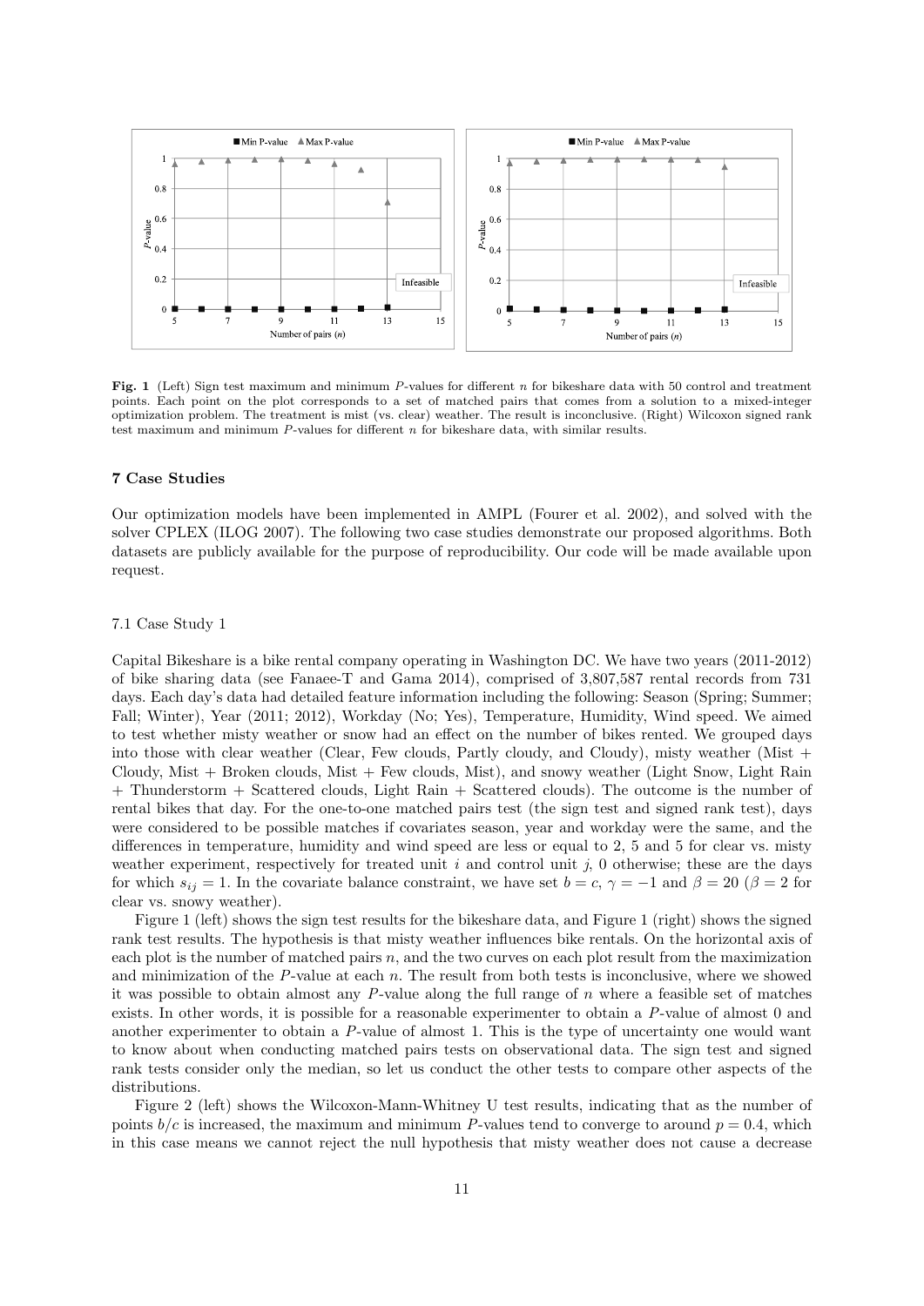**Fig. 1** (Left) Sign test maximum and minimum $P$-values for different $n$ for bikeshare data with 50 control and treatment points. Each point on the plot corresponds to a set of matched pairs that comes from a solution to a mixed-integer optimization problem. The treatment is mist (vs. clear) weather. The result is inconclusive. (Right) Wilcoxon signed rank test maximum and minimum $P$-values for different $n$ for bikeshare data, with similar results.

## 7 Case Studies

Our optimization models have been implemented in AMPL (Fourer et al. 2002), and solved with the solver CPLEX (ILOG 2007). The following two case studies demonstrate our proposed algorithms. Both datasets are publicly available for the purpose of reproducibility. Our code will be made available upon request.

### 7.1 Case Study 1

Capital Bikeshare is a bike rental company operating in Washington DC. We have two years (2011-2012) of bike sharing data (see Fanaee-T and Gama 2014), comprised of 3,807,587 rental records from 731 days. Each day's data had detailed feature information including the following: Season (Spring; Summer; Fall; Winter), Year (2011; 2012), Workday (No; Yes), Temperature, Humidity, Wind speed. We aimed to test whether misty weather or snow had an effect on the number of bikes rented. We grouped days into those with clear weather (Clear, Few clouds, Partly cloudy, and Cloudy), misty weather (Mist + Cloudy, Mist + Broken clouds, Mist + Few clouds, Mist), and snowy weather (Light Snow, Light Rain + Thunderstorm + Scattered clouds, Light Rain + Scattered clouds). The outcome is the number of rental bikes that day. For the one-to-one matched pairs test (the sign test and signed rank test), days were considered to be possible matches if covariates season, year and workday were the same, and the differences in temperature, humidity and wind speed are less or equal to 2, 5 and 5 for clear vs. misty weather experiment, respectively for treated unit $i$ and control unit $j$, 0 otherwise; these are the days for which $s_{ij} = 1$. In the covariate balance constraint, we have set $b = c$, $\gamma = -1$ and $\beta = 20$ ($\beta = 2$ for clear vs. snowy weather).

Figure 1 (left) shows the sign test results for the bikeshare data, and Figure 1 (right) shows the signed rank test results. The hypothesis is that misty weather influences bike rentals. On the horizontal axis of each plot is the number of matched pairs $n$, and the two curves on each plot result from the maximization and minimization of the $P$-value at each $n$. The result from both tests is inconclusive, where we showed it was possible to obtain almost any $P$-value along the full range of $n$ where a feasible set of matches exists. In other words, it is possible for a reasonable experimenter to obtain a $P$-value of almost 0 and another experimenter to obtain a $P$-value of almost 1. This is the type of uncertainty one would want to know about when conducting matched pairs tests on observational data. The sign test and signed rank tests consider only the median, so let us conduct the other tests to compare other aspects of the distributions.

Figure 2 (left) shows the Wilcoxon-Mann-Whitney U test results, indicating that as the number of points $b/c$ is increased, the maximum and minimum $P$-values tend to converge to around $p = 0.4$, which in this case means we cannot reject the null hypothesis that misty weather does not cause a decrease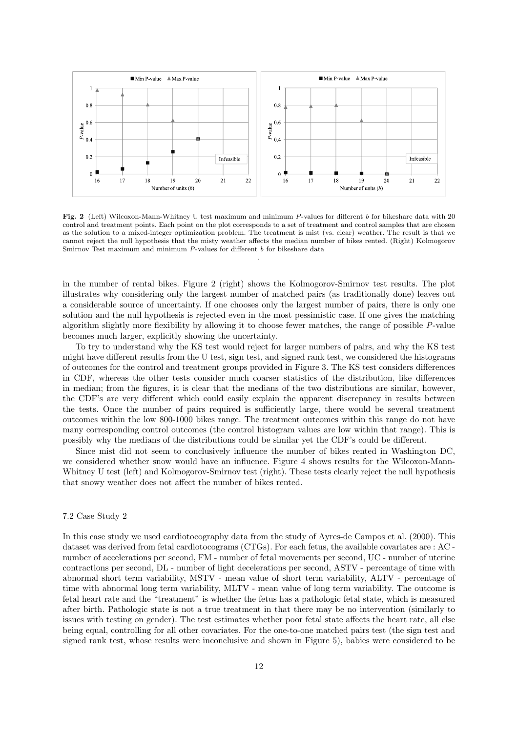**Fig. 2** (Left) Wilcoxon-Mann-Whitney U test maximum and minimum $P$-values for different $b$ for bikeshare data with 20 control and treatment points. Each point on the plot corresponds to a set of treatment and control samples that are chosen as the solution to a mixed-integer optimization problem. The treatment is mist (vs. clear) weather. The result is that we cannot reject the null hypothesis that the misty weather affects the median number of bikes rented. (Right) Kolmogorov Smirnov Test maximum and minimum $P$-values for different $b$ for bikeshare data

in the number of rental bikes. Figure 2 (right) shows the Kolmogorov-Smirnov test results. The plot illustrates why considering only the largest number of matched pairs (as traditionally done) leaves out a considerable source of uncertainty. If one chooses only the largest number of pairs, there is only one solution and the null hypothesis is rejected even in the most pessimistic case. If one gives the matching algorithm slightly more flexibility by allowing it to choose fewer matches, the range of possible $P$-value becomes much larger, explicitly showing the uncertainty.

To try to understand why the KS test would reject for larger numbers of pairs, and why the KS test might have different results from the U test, sign test, and signed rank test, we considered the histograms of outcomes for the control and treatment groups provided in Figure 3. The KS test considers differences in CDF, whereas the other tests consider much coarser statistics of the distribution, like differences in median; from the figures, it is clear that the medians of the two distributions are similar, however, the CDF's are very different which could easily explain the apparent discrepancy in results between the tests. Once the number of pairs required is sufficiently large, there would be several treatment outcomes within the low 800-1000 bikes range. The treatment outcomes within this range do not have many corresponding control outcomes (the control histogram values are low within that range). This is possibly why the medians of the distributions could be similar yet the CDF's could be different.

Since mist did not seem to conclusively influence the number of bikes rented in Washington DC, we considered whether snow would have an influence. Figure 4 shows results for the Wilcoxon-Mann-Whitney U test (left) and Kolmogorov-Smirnov test (right). These tests clearly reject the null hypothesis that snowy weather does not affect the number of bikes rented.

### 7.2 Case Study 2

In this case study we used cardiotocography data from the study of Ayres-de Campos et al. (2000). This dataset was derived from fetal cardiotocograms (CTGs). For each fetus, the available covariates are : AC - number of accelerations per second, FM - number of fetal movements per second, UC - number of uterine contractions per second, DL - number of light decelerations per second, ASTV - percentage of time with abnormal short term variability, MSTV - mean value of short term variability, ALTV - percentage of time with abnormal long term variability, MLTV - mean value of long term variability. The outcome is fetal heart rate and the "treatment" is whether the fetus has a pathologic fetal state, which is measured after birth. Pathologic state is not a true treatment in that there may be no intervention (similarly to issues with testing on gender). The test estimates whether poor fetal state affects the heart rate, all else being equal, controlling for all other covariates. For the one-to-one matched pairs test (the sign test and signed rank test, whose results were inconclusive and shown in Figure 5), babies were considered to be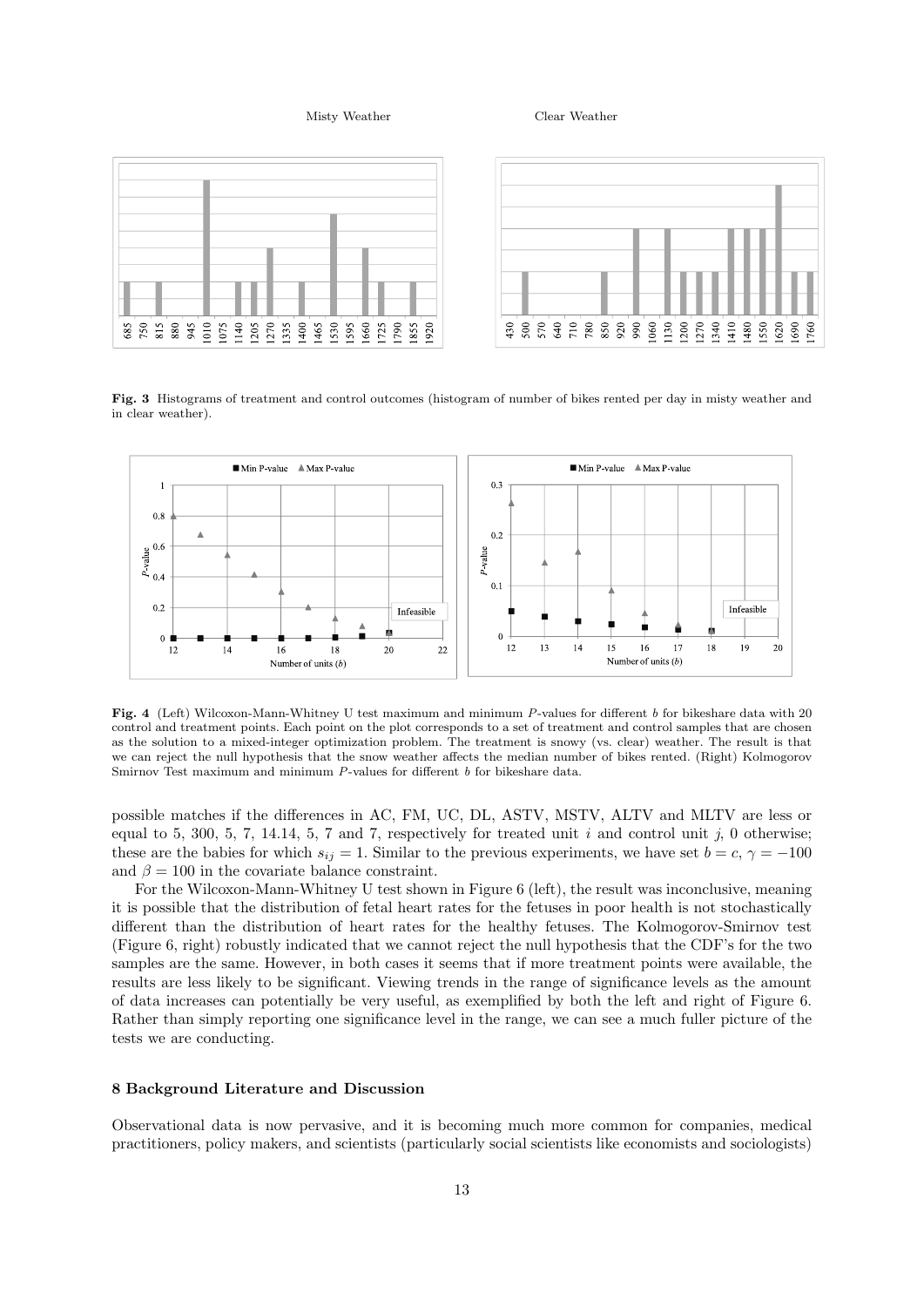**Fig. 3** Histograms of treatment and control outcomes (histogram of number of bikes rented per day in misty weather and in clear weather).

**Fig. 4** (Left) Wilcoxon-Mann-Whitney U test maximum and minimum $P$-values for different $b$ for bikeshare data with 20 control and treatment points. Each point on the plot corresponds to a set of treatment and control samples that are chosen as the solution to a mixed-integer optimization problem. The treatment is snowy (vs. clear) weather. The result is that we can reject the null hypothesis that the snow weather affects the median number of bikes rented. (Right) Kolmogorov Smirnov Test maximum and minimum $P$-values for different $b$ for bikeshare data.

possible matches if the differences in AC, FM, UC, DL, ASTV, MSTV, ALTV and MLTV are less or equal to 5, 300, 5, 7, 14.14, 5, 7 and 7, respectively for treated unit $i$ and control unit $j$, 0 otherwise; these are the babies for which $s_{ij} = 1$. Similar to the previous experiments, we have set $b = c$, $\gamma = -100$ and $\beta = 100$ in the covariate balance constraint.

For the Wilcoxon-Mann-Whitney U test shown in Figure 6 (left), the result was inconclusive, meaning it is possible that the distribution of fetal heart rates for the fetuses in poor health is not stochastically different than the distribution of heart rates for the healthy fetuses. The Kolmogorov-Smirnov test (Figure 6, right) robustly indicated that we cannot reject the null hypothesis that the CDF's for the two samples are the same. However, in both cases it seems that if more treatment points were available, the results are less likely to be significant. Viewing trends in the range of significance levels as the amount of data increases can potentially be very useful, as exemplified by both the left and right of Figure 6. Rather than simply reporting one significance level in the range, we can see a much fuller picture of the tests we are conducting.

## 8 Background Literature and Discussion

Observational data is now pervasive, and it is becoming much more common for companies, medical practitioners, policy makers, and scientists (particularly social scientists like economists and sociologists)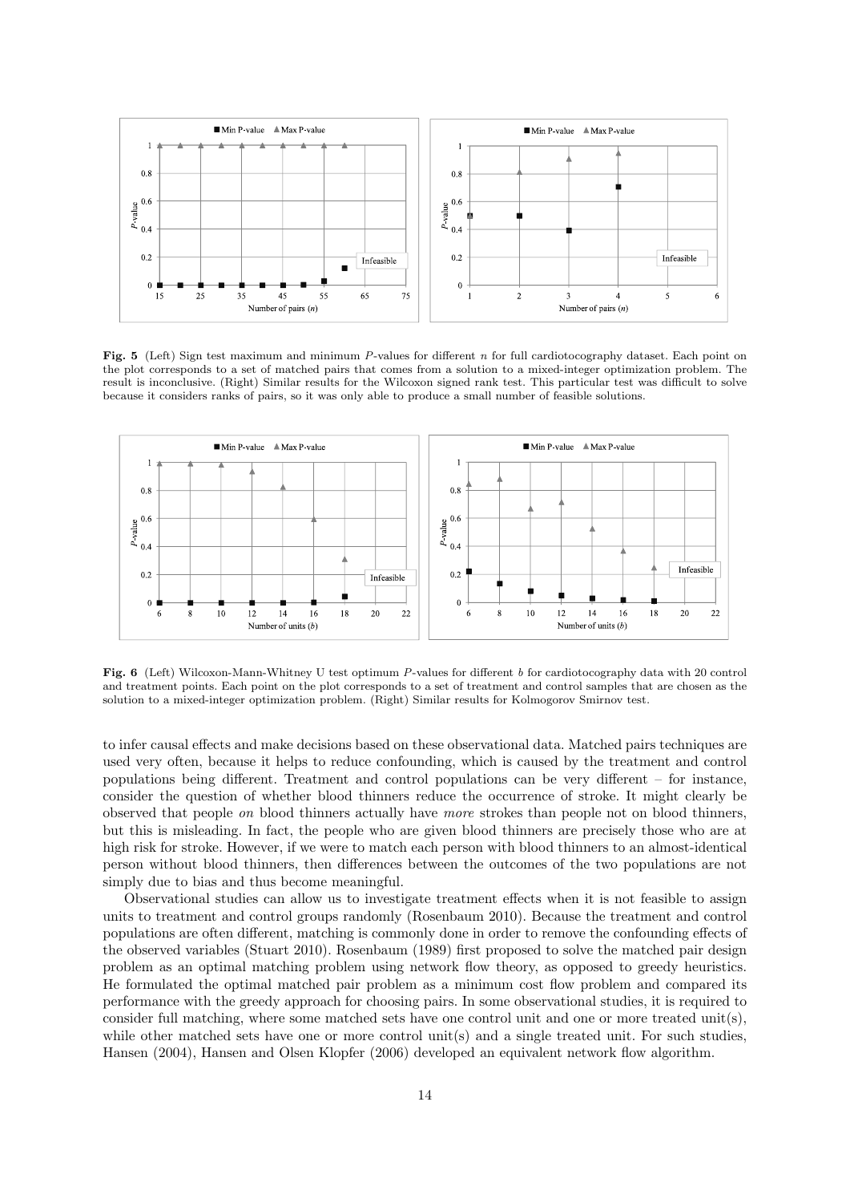**Fig. 5** (Left) Sign test maximum and minimum $P$-values for different $n$ for full cardiotocography dataset. Each point on the plot corresponds to a set of matched pairs that comes from a solution to a mixed-integer optimization problem. The result is inconclusive. (Right) Similar results for the Wilcoxon signed rank test. This particular test was difficult to solve because it considers ranks of pairs, so it was only able to produce a small number of feasible solutions.

**Fig. 6** (Left) Wilcoxon-Mann-Whitney U test optimum $P$-values for different $b$ for cardiotocography data with 20 control and treatment points. Each point on the plot corresponds to a set of treatment and control samples that are chosen as the solution to a mixed-integer optimization problem. (Right) Similar results for Kolmogorov Smirnov test.

to infer causal effects and make decisions based on these observational data. Matched pairs techniques are used very often, because it helps to reduce confounding, which is caused by the treatment and control populations being different. Treatment and control populations can be very different – for instance, consider the question of whether blood thinners reduce the occurrence of stroke. It might clearly be observed that people *on* blood thinners actually have *more* strokes than people not on blood thinners, but this is misleading. In fact, the people who are given blood thinners are precisely those who are at high risk for stroke. However, if we were to match each person with blood thinners to an almost-identical person without blood thinners, then differences between the outcomes of the two populations are not simply due to bias and thus become meaningful.

Observational studies can allow us to investigate treatment effects when it is not feasible to assign units to treatment and control groups randomly (Rosenbaum 2010). Because the treatment and control populations are often different, matching is commonly done in order to remove the confounding effects of the observed variables (Stuart 2010). Rosenbaum (1989) first proposed to solve the matched pair design problem as an optimal matching problem using network flow theory, as opposed to greedy heuristics. He formulated the optimal matched pair problem as a minimum cost flow problem and compared its performance with the greedy approach for choosing pairs. In some observational studies, it is required to consider full matching, where some matched sets have one control unit and one or more treated unit(s), while other matched sets have one or more control unit(s) and a single treated unit. For such studies, Hansen (2004), Hansen and Olsen Klopfer (2006) developed an equivalent network flow algorithm.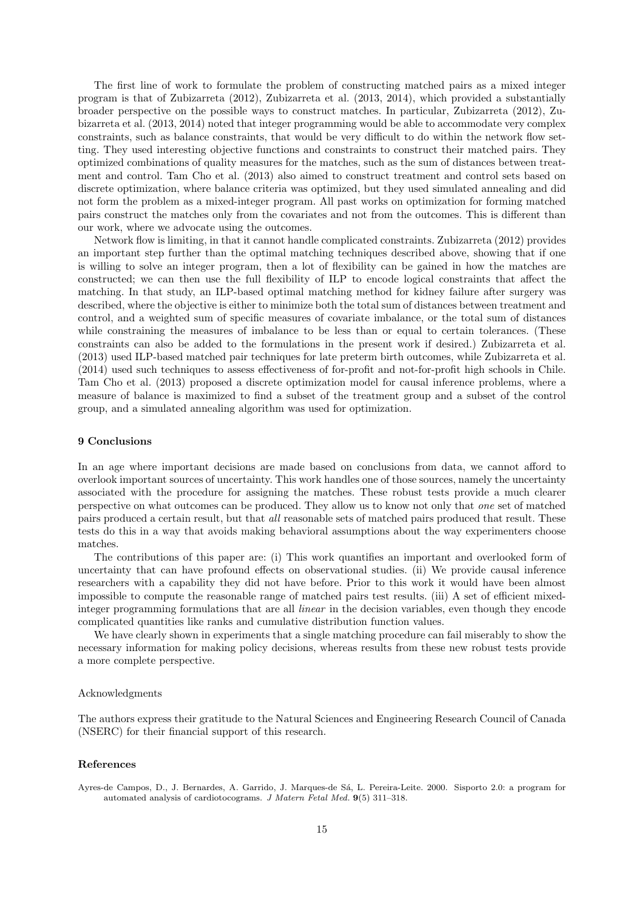The first line of work to formulate the problem of constructing matched pairs as a mixed integer program is that of Zubizarreta (2012), Zubizarreta et al. (2013, 2014), which provided a substantially broader perspective on the possible ways to construct matches. In particular, Zubizarreta (2012), Zubizarreta et al. (2013, 2014) noted that integer programming would be able to accommodate very complex constraints, such as balance constraints, that would be very difficult to do within the network flow setting. They used interesting objective functions and constraints to construct their matched pairs. They optimized combinations of quality measures for the matches, such as the sum of distances between treatment and control. Tam Cho et al. (2013) also aimed to construct treatment and control sets based on discrete optimization, where balance criteria was optimized, but they used simulated annealing and did not form the problem as a mixed-integer program. All past works on optimization for forming matched pairs construct the matches only from the covariates and not from the outcomes. This is different than our work, where we advocate using the outcomes.

Network flow is limiting, in that it cannot handle complicated constraints. Zubizarreta (2012) provides an important step further than the optimal matching techniques described above, showing that if one is willing to solve an integer program, then a lot of flexibility can be gained in how the matches are constructed; we can then use the full flexibility of ILP to encode logical constraints that affect the matching. In that study, an ILP-based optimal matching method for kidney failure after surgery was described, where the objective is either to minimize both the total sum of distances between treatment and control, and a weighted sum of specific measures of covariate imbalance, or the total sum of distances while constraining the measures of imbalance to be less than or equal to certain tolerances. (These constraints can also be added to the formulations in the present work if desired.) Zubizarreta et al. (2013) used ILP-based matched pair techniques for late preterm birth outcomes, while Zubizarreta et al. (2014) used such techniques to assess effectiveness of for-profit and not-for-profit high schools in Chile. Tam Cho et al. (2013) proposed a discrete optimization model for causal inference problems, where a measure of balance is maximized to find a subset of the treatment group and a subset of the control group, and a simulated annealing algorithm was used for optimization.

## 9 Conclusions

In an age where important decisions are made based on conclusions from data, we cannot afford to overlook important sources of uncertainty. This work handles one of those sources, namely the uncertainty associated with the procedure for assigning the matches. These robust tests provide a much clearer perspective on what outcomes can be produced. They allow us to know not only that *one* set of matched pairs produced a certain result, but that *all* reasonable sets of matched pairs produced that result. These tests do this in a way that avoids making behavioral assumptions about the way experimenters choose matches.

The contributions of this paper are: (i) This work quantifies an important and overlooked form of uncertainty that can have profound effects on observational studies. (ii) We provide causal inference researchers with a capability they did not have before. Prior to this work it would have been almost impossible to compute the reasonable range of matched pairs test results. (iii) A set of efficient mixed-integer programming formulations that are all *linear* in the decision variables, even though they encode complicated quantities like ranks and cumulative distribution function values.

We have clearly shown in experiments that a single matching procedure can fail miserably to show the necessary information for making policy decisions, whereas results from these new robust tests provide a more complete perspective.

Acknowledgments

The authors express their gratitude to the Natural Sciences and Engineering Research Council of Canada (NSERC) for their financial support of this research.

## References

Ayres-de Campos, D., J. Bernardes, A. Garrido, J. Marques-de Sá, L. Pereira-Leite. 2000. Sisporto 2.0: a program for automated analysis of cardiotocograms. *J Matern Fetal Med.* **9**(5) 311–318.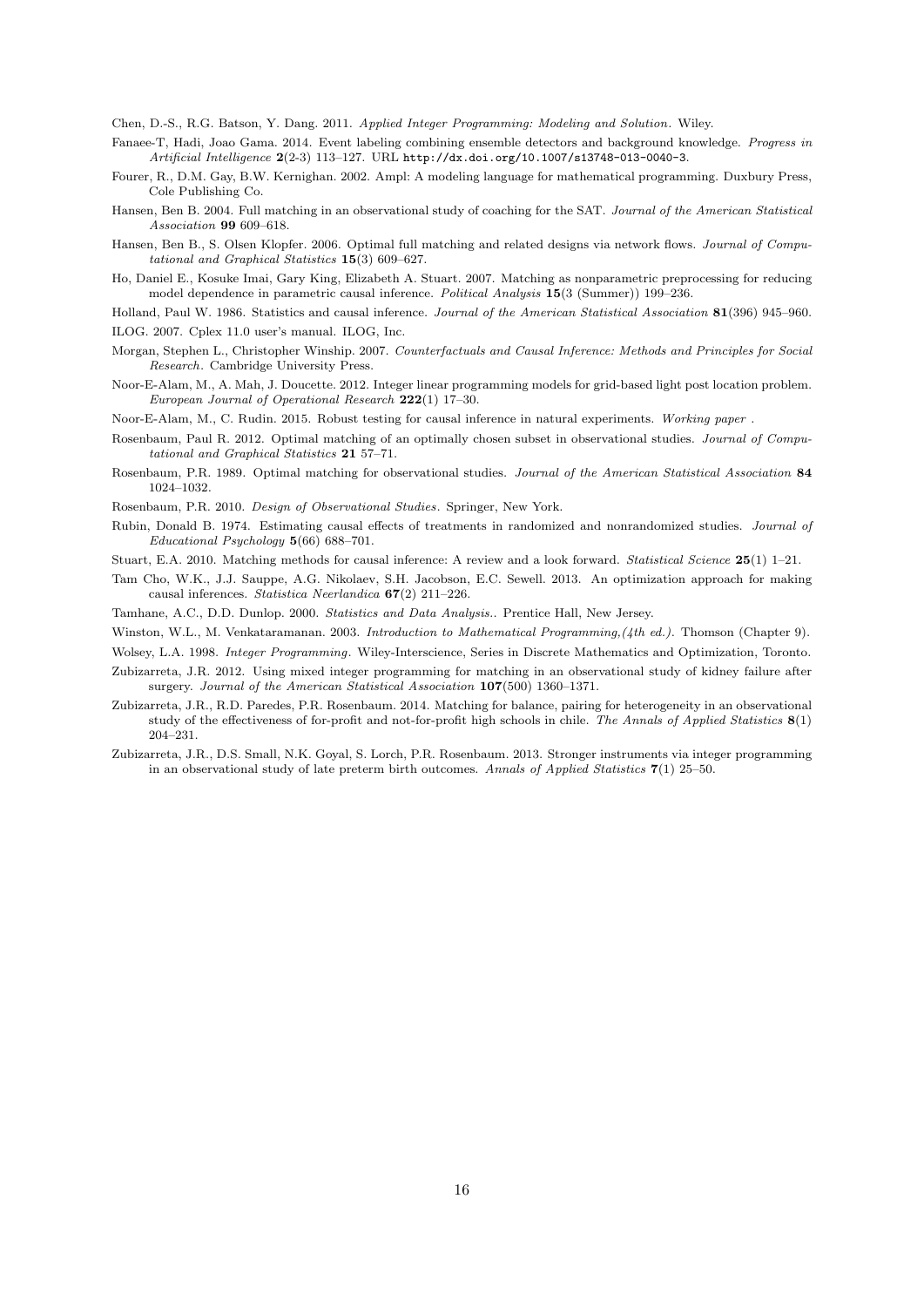Chen, D.-S., R.G. Batson, Y. Dang. 2011. *Applied Integer Programming: Modeling and Solution*. Wiley.

Fanaee-T, Hadi, Joao Gama. 2014. Event labeling combining ensemble detectors and background knowledge. *Progress in Artificial Intelligence* **2**(2-3) 113–127. URL `http://dx.doi.org/10.1007/s13748-013-0040-3`.

Fourer, R., D.M. Gay, B.W. Kernighan. 2002. Ampl: A modeling language for mathematical programming. Duxbury Press, Cole Publishing Co.

Hansen, Ben B. 2004. Full matching in an observational study of coaching for the SAT. *Journal of the American Statistical Association* **99** 609–618.

Hansen, Ben B., S. Olsen Klopfer. 2006. Optimal full matching and related designs via network flows. *Journal of Computational and Graphical Statistics* **15**(3) 609–627.

Ho, Daniel E., Kosuke Imai, Gary King, Elizabeth A. Stuart. 2007. Matching as nonparametric preprocessing for reducing model dependence in parametric causal inference. *Political Analysis* **15**(3 (Summer)) 199–236.

Holland, Paul W. 1986. Statistics and causal inference. *Journal of the American Statistical Association* **81**(396) 945–960.

ILOG. 2007. Cplex 11.0 user's manual. ILOG, Inc.

Morgan, Stephen L., Christopher Winship. 2007. *Counterfactuals and Causal Inference: Methods and Principles for Social Research*. Cambridge University Press.

Noor-E-Alam, M., A. Mah, J. Doucette. 2012. Integer linear programming models for grid-based light post location problem. *European Journal of Operational Research* **222**(1) 17–30.

Noor-E-Alam, M., C. Rudin. 2015. Robust testing for causal inference in natural experiments. *Working paper* .

Rosenbaum, Paul R. 2012. Optimal matching of an optimally chosen subset in observational studies. *Journal of Computational and Graphical Statistics* **21** 57–71.

Rosenbaum, P.R. 1989. Optimal matching for observational studies. *Journal of the American Statistical Association* **84** 1024–1032.

Rosenbaum, P.R. 2010. *Design of Observational Studies*. Springer, New York.

Rubin, Donald B. 1974. Estimating causal effects of treatments in randomized and nonrandomized studies. *Journal of Educational Psychology* **5**(66) 688–701.

Stuart, E.A. 2010. Matching methods for causal inference: A review and a look forward. *Statistical Science* **25**(1) 1–21.

Tam Cho, W.K., J.J. Sauppe, A.G. Nikolaev, S.H. Jacobson, E.C. Sewell. 2013. An optimization approach for making causal inferences. *Statistica Neerlandica* **67**(2) 211–226.

Tamhane, A.C., D.D. Dunlop. 2000. *Statistics and Data Analysis.*. Prentice Hall, New Jersey.

Winston, W.L., M. Venkataramanan. 2003. *Introduction to Mathematical Programming,(4th ed.)*. Thomson (Chapter 9).

Wolsey, L.A. 1998. *Integer Programming*. Wiley-Interscience, Series in Discrete Mathematics and Optimization, Toronto.

Zubizarreta, J.R. 2012. Using mixed integer programming for matching in an observational study of kidney failure after surgery. *Journal of the American Statistical Association* **107**(500) 1360–1371.

Zubizarreta, J.R., R.D. Paredes, P.R. Rosenbaum. 2014. Matching for balance, pairing for heterogeneity in an observational study of the effectiveness of for-profit and not-for-profit high schools in chile. *The Annals of Applied Statistics* **8**(1) 204–231.

Zubizarreta, J.R., D.S. Small, N.K. Goyal, S. Lorch, P.R. Rosenbaum. 2013. Stronger instruments via integer programming in an observational study of late preterm birth outcomes. *Annals of Applied Statistics* **7**(1) 25–50.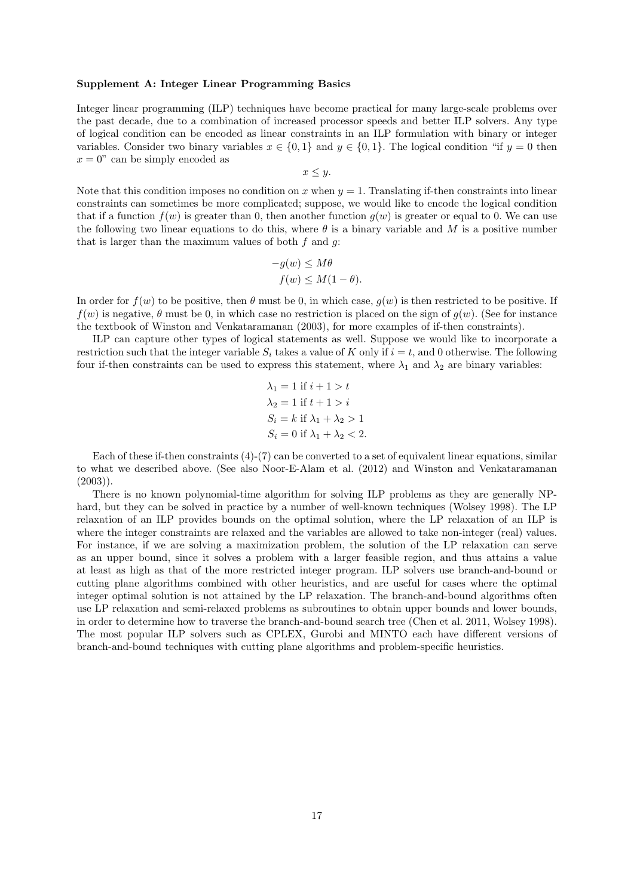**Supplement A: Integer Linear Programming Basics**

Integer linear programming (ILP) techniques have become practical for many large-scale problems over the past decade, due to a combination of increased processor speeds and better ILP solvers. Any type of logical condition can be encoded as linear constraints in an ILP formulation with binary or integer variables. Consider two binary variables $x \in \{0, 1\}$ and $y \in \{0, 1\}$. The logical condition "if $y = 0$ then $x = 0$" can be simply encoded as

$$x \leq y.$$

Note that this condition imposes no condition on $x$ when $y = 1$. Translating if-then constraints into linear constraints can sometimes be more complicated; suppose, we would like to encode the logical condition that if a function $f(w)$ is greater than 0, then another function $g(w)$ is greater or equal to 0. We can use the following two linear equations to do this, where $\theta$ is a binary variable and $M$ is a positive number that is larger than the maximum values of both $f$ and $g$:

$$\begin{aligned} -g(w) &\leq M\theta \\ f(w) &\leq M(1 - \theta). \end{aligned}$$

In order for $f(w)$ to be positive, then $\theta$ must be 0, in which case, $g(w)$ is then restricted to be positive. If $f(w)$ is negative, $\theta$ must be 0, in which case no restriction is placed on the sign of $g(w)$. (See for instance the textbook of Winston and Venkataramanan (2003), for more examples of if-then constraints).

ILP can capture other types of logical statements as well. Suppose we would like to incorporate a restriction such that the integer variable $S_i$ takes a value of $K$ only if $i = t$, and 0 otherwise. The following four if-then constraints can be used to express this statement, where $\lambda_1$ and $\lambda_2$ are binary variables:

$$\begin{aligned} \lambda_1 &= 1 \text{ if } i + 1 > t \\ \lambda_2 &= 1 \text{ if } t + 1 > i \\ S_i &= k \text{ if } \lambda_1 + \lambda_2 > 1 \\ S_i &= 0 \text{ if } \lambda_1 + \lambda_2 < 2. \end{aligned}$$

Each of these if-then constraints (4)-(7) can be converted to a set of equivalent linear equations, similar to what we described above. (See also Noor-E-Alam et al. (2012) and Winston and Venkataramanan (2003)).

There is no known polynomial-time algorithm for solving ILP problems as they are generally NP-hard, but they can be solved in practice by a number of well-known techniques (Wolsey 1998). The LP relaxation of an ILP provides bounds on the optimal solution, where the LP relaxation of an ILP is where the integer constraints are relaxed and the variables are allowed to take non-integer (real) values. For instance, if we are solving a maximization problem, the solution of the LP relaxation can serve as an upper bound, since it solves a problem with a larger feasible region, and thus attains a value at least as high as that of the more restricted integer program. ILP solvers use branch-and-bound or cutting plane algorithms combined with other heuristics, and are useful for cases where the optimal integer optimal solution is not attained by the LP relaxation. The branch-and-bound algorithms often use LP relaxation and semi-relaxed problems as subroutines to obtain upper bounds and lower bounds, in order to determine how to traverse the branch-and-bound search tree (Chen et al. 2011, Wolsey 1998). The most popular ILP solvers such as CPLEX, Gurobi and MINTO each have different versions of branch-and-bound techniques with cutting plane algorithms and problem-specific heuristics.